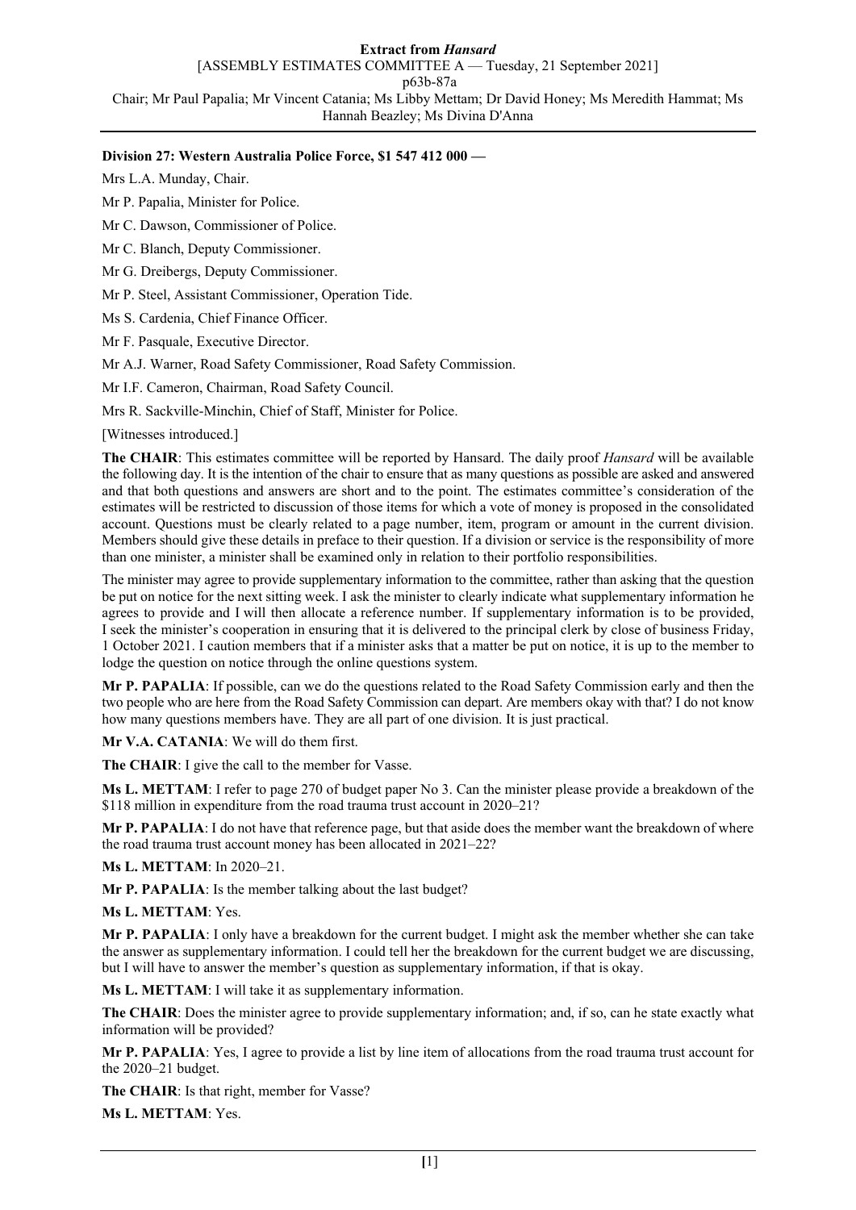**Extract from *Hansard***

[ASSEMBLY ESTIMATES COMMITTEE A — Tuesday, 21 September 2021]

p63b-87a

Chair; Mr Paul Papalia; Mr Vincent Catania; Ms Libby Mettam; Dr David Honey; Ms Meredith Hammat; Ms Hannah Beazley; Ms Divina D'Anna

**Division 27: Western Australia Police Force, $1 547 412 000 —**

Mrs L.A. Munday, Chair.

Mr P. Papalia, Minister for Police.

Mr C. Dawson, Commissioner of Police.

Mr C. Blanch, Deputy Commissioner.

Mr G. Dreibergs, Deputy Commissioner.

Mr P. Steel, Assistant Commissioner, Operation Tide.

Ms S. Cardenia, Chief Finance Officer.

Mr F. Pasquale, Executive Director.

Mr A.J. Warner, Road Safety Commissioner, Road Safety Commission.

Mr I.F. Cameron, Chairman, Road Safety Council.

Mrs R. Sackville-Minchin, Chief of Staff, Minister for Police.

[Witnesses introduced.]

**The CHAIR**: This estimates committee will be reported by Hansard. The daily proof *Hansard* will be available the following day. It is the intention of the chair to ensure that as many questions as possible are asked and answered and that both questions and answers are short and to the point. The estimates committee's consideration of the estimates will be restricted to discussion of those items for which a vote of money is proposed in the consolidated account. Questions must be clearly related to a page number, item, program or amount in the current division. Members should give these details in preface to their question. If a division or service is the responsibility of more than one minister, a minister shall be examined only in relation to their portfolio responsibilities.

The minister may agree to provide supplementary information to the committee, rather than asking that the question be put on notice for the next sitting week. I ask the minister to clearly indicate what supplementary information he agrees to provide and I will then allocate a reference number. If supplementary information is to be provided, I seek the minister's cooperation in ensuring that it is delivered to the principal clerk by close of business Friday, 1 October 2021. I caution members that if a minister asks that a matter be put on notice, it is up to the member to lodge the question on notice through the online questions system.

**Mr P. PAPALIA**: If possible, can we do the questions related to the Road Safety Commission early and then the two people who are here from the Road Safety Commission can depart. Are members okay with that? I do not know how many questions members have. They are all part of one division. It is just practical.

**Mr V.A. CATANIA**: We will do them first.

**The CHAIR**: I give the call to the member for Vasse.

**Ms L. METTAM**: I refer to page 270 of budget paper No 3. Can the minister please provide a breakdown of the $118 million in expenditure from the road trauma trust account in 2020–21?

**Mr P. PAPALIA**: I do not have that reference page, but that aside does the member want the breakdown of where the road trauma trust account money has been allocated in 2021–22?

**Ms L. METTAM**: In 2020–21.

**Mr P. PAPALIA**: Is the member talking about the last budget?

**Ms L. METTAM**: Yes.

**Mr P. PAPALIA**: I only have a breakdown for the current budget. I might ask the member whether she can take the answer as supplementary information. I could tell her the breakdown for the current budget we are discussing, but I will have to answer the member's question as supplementary information, if that is okay.

**Ms L. METTAM**: I will take it as supplementary information.

**The CHAIR**: Does the minister agree to provide supplementary information; and, if so, can he state exactly what information will be provided?

**Mr P. PAPALIA**: Yes, I agree to provide a list by line item of allocations from the road trauma trust account for the 2020–21 budget.

**The CHAIR**: Is that right, member for Vasse?

**Ms L. METTAM**: Yes.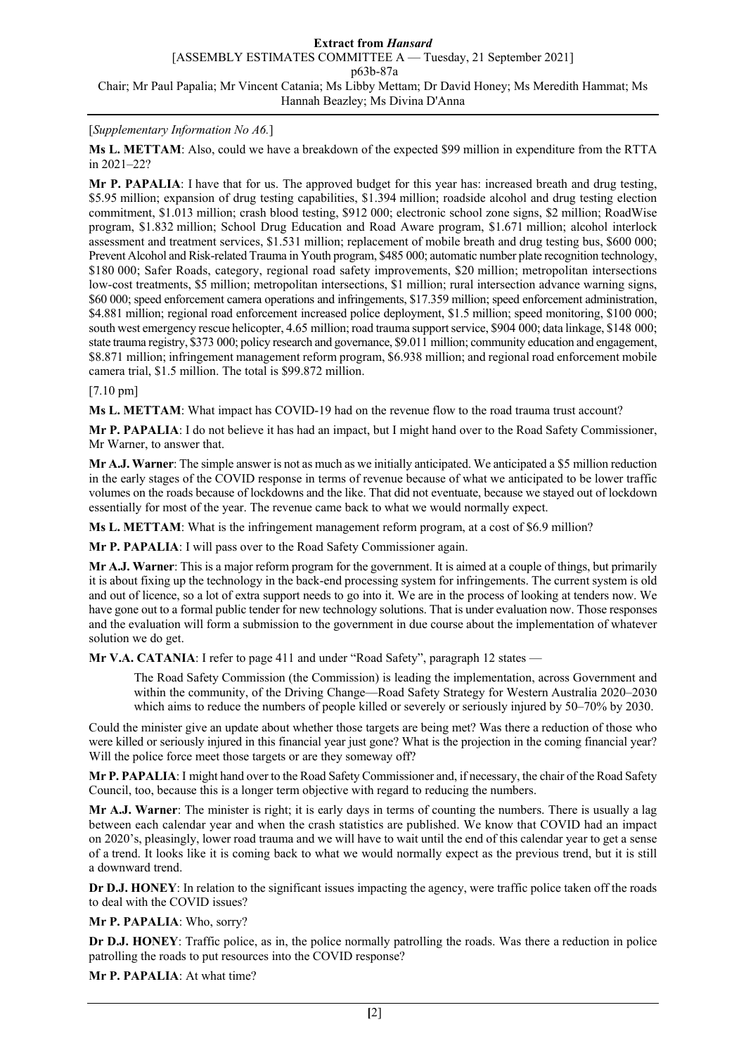[*Supplementary Information No A6.*]

**Ms L. METTAM**: Also, could we have a breakdown of the expected $99 million in expenditure from the RTTA in 2021–22?

**Mr P. PAPALIA**: I have that for us. The approved budget for this year has: increased breath and drug testing, $5.95 million; expansion of drug testing capabilities, $1.394 million; roadside alcohol and drug testing election commitment, $1.013 million; crash blood testing, $912 000; electronic school zone signs, $2 million; RoadWise program, $1.832 million; School Drug Education and Road Aware program, $1.671 million; alcohol interlock assessment and treatment services, $1.531 million; replacement of mobile breath and drug testing bus, $600 000; Prevent Alcohol and Risk-related Trauma in Youth program, $485 000; automatic number plate recognition technology, $180 000; Safer Roads, category, regional road safety improvements, $20 million; metropolitan intersections low-cost treatments, $5 million; metropolitan intersections, $1 million; rural intersection advance warning signs, $60 000; speed enforcement camera operations and infringements, $17.359 million; speed enforcement administration, $4.881 million; regional road enforcement increased police deployment, $1.5 million; speed monitoring, $100 000; south west emergency rescue helicopter, 4.65 million; road trauma support service, $904 000; data linkage, $148 000; state trauma registry, $373 000; policy research and governance, $9.011 million; community education and engagement, $8.871 million; infringement management reform program, $6.938 million; and regional road enforcement mobile camera trial, $1.5 million. The total is $99.872 million.

[7.10 pm]

**Ms L. METTAM**: What impact has COVID-19 had on the revenue flow to the road trauma trust account?

**Mr P. PAPALIA**: I do not believe it has had an impact, but I might hand over to the Road Safety Commissioner, Mr Warner, to answer that.

**Mr A.J. Warner**: The simple answer is not as much as we initially anticipated. We anticipated a $5 million reduction in the early stages of the COVID response in terms of revenue because of what we anticipated to be lower traffic volumes on the roads because of lockdowns and the like. That did not eventuate, because we stayed out of lockdown essentially for most of the year. The revenue came back to what we would normally expect.

**Ms L. METTAM**: What is the infringement management reform program, at a cost of $6.9 million?

**Mr P. PAPALIA**: I will pass over to the Road Safety Commissioner again.

**Mr A.J. Warner**: This is a major reform program for the government. It is aimed at a couple of things, but primarily it is about fixing up the technology in the back-end processing system for infringements. The current system is old and out of licence, so a lot of extra support needs to go into it. We are in the process of looking at tenders now. We have gone out to a formal public tender for new technology solutions. That is under evaluation now. Those responses and the evaluation will form a submission to the government in due course about the implementation of whatever solution we do get.

**Mr V.A. CATANIA**: I refer to page 411 and under "Road Safety", paragraph 12 states —

> The Road Safety Commission (the Commission) is leading the implementation, across Government and within the community, of the Driving Change—Road Safety Strategy for Western Australia 2020–2030 which aims to reduce the numbers of people killed or severely or seriously injured by 50–70% by 2030.

Could the minister give an update about whether those targets are being met? Was there a reduction of those who were killed or seriously injured in this financial year just gone? What is the projection in the coming financial year? Will the police force meet those targets or are they someway off?

**Mr P. PAPALIA**: I might hand over to the Road Safety Commissioner and, if necessary, the chair of the Road Safety Council, too, because this is a longer term objective with regard to reducing the numbers.

**Mr A.J. Warner**: The minister is right; it is early days in terms of counting the numbers. There is usually a lag between each calendar year and when the crash statistics are published. We know that COVID had an impact on 2020's, pleasingly, lower road trauma and we will have to wait until the end of this calendar year to get a sense of a trend. It looks like it is coming back to what we would normally expect as the previous trend, but it is still a downward trend.

**Dr D.J. HONEY**: In relation to the significant issues impacting the agency, were traffic police taken off the roads to deal with the COVID issues?

**Mr P. PAPALIA**: Who, sorry?

**Dr D.J. HONEY**: Traffic police, as in, the police normally patrolling the roads. Was there a reduction in police patrolling the roads to put resources into the COVID response?

**Mr P. PAPALIA**: At what time?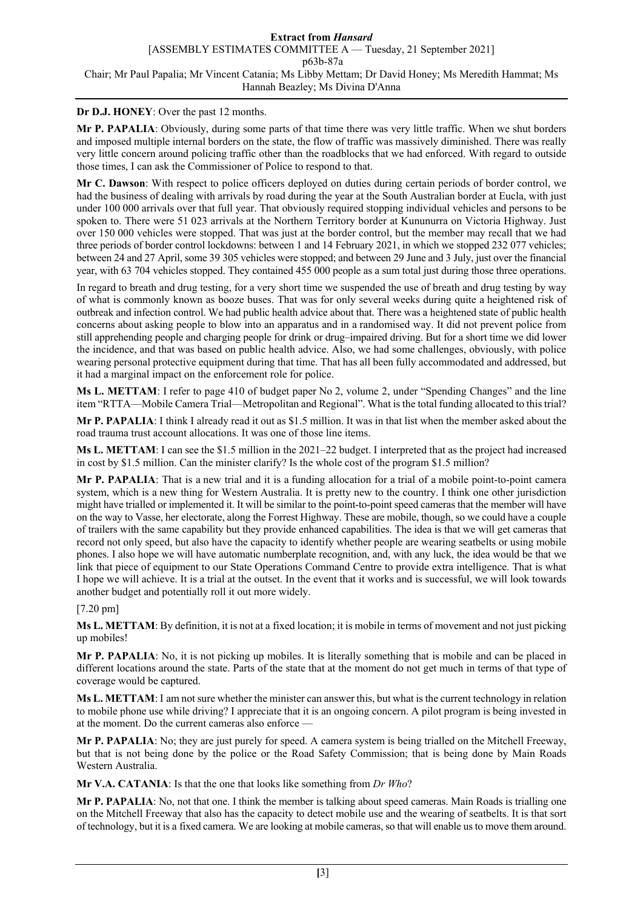**Dr D.J. HONEY**: Over the past 12 months.

**Mr P. PAPALIA**: Obviously, during some parts of that time there was very little traffic. When we shut borders and imposed multiple internal borders on the state, the flow of traffic was massively diminished. There was really very little concern around policing traffic other than the roadblocks that we had enforced. With regard to outside those times, I can ask the Commissioner of Police to respond to that.

**Mr C. Dawson**: With respect to police officers deployed on duties during certain periods of border control, we had the business of dealing with arrivals by road during the year at the South Australian border at Eucla, with just under 100 000 arrivals over that full year. That obviously required stopping individual vehicles and persons to be spoken to. There were 51 023 arrivals at the Northern Territory border at Kununurra on Victoria Highway. Just over 150 000 vehicles were stopped. That was just at the border control, but the member may recall that we had three periods of border control lockdowns: between 1 and 14 February 2021, in which we stopped 232 077 vehicles; between 24 and 27 April, some 39 305 vehicles were stopped; and between 29 June and 3 July, just over the financial year, with 63 704 vehicles stopped. They contained 455 000 people as a sum total just during those three operations.

In regard to breath and drug testing, for a very short time we suspended the use of breath and drug testing by way of what is commonly known as booze buses. That was for only several weeks during quite a heightened risk of outbreak and infection control. We had public health advice about that. There was a heightened state of public health concerns about asking people to blow into an apparatus and in a randomised way. It did not prevent police from still apprehending people and charging people for drink or drug–impaired driving. But for a short time we did lower the incidence, and that was based on public health advice. Also, we had some challenges, obviously, with police wearing personal protective equipment during that time. That has all been fully accommodated and addressed, but it had a marginal impact on the enforcement role for police.

**Ms L. METTAM**: I refer to page 410 of budget paper No 2, volume 2, under "Spending Changes" and the line item "RTTA—Mobile Camera Trial—Metropolitan and Regional". What is the total funding allocated to this trial?

**Mr P. PAPALIA**: I think I already read it out as $1.5 million. It was in that list when the member asked about the road trauma trust account allocations. It was one of those line items.

**Ms L. METTAM**: I can see the $1.5 million in the 2021–22 budget. I interpreted that as the project had increased in cost by $1.5 million. Can the minister clarify? Is the whole cost of the program $1.5 million?

**Mr P. PAPALIA**: That is a new trial and it is a funding allocation for a trial of a mobile point-to-point camera system, which is a new thing for Western Australia. It is pretty new to the country. I think one other jurisdiction might have trialled or implemented it. It will be similar to the point-to-point speed cameras that the member will have on the way to Vasse, her electorate, along the Forrest Highway. These are mobile, though, so we could have a couple of trailers with the same capability but they provide enhanced capabilities. The idea is that we will get cameras that record not only speed, but also have the capacity to identify whether people are wearing seatbelts or using mobile phones. I also hope we will have automatic numberplate recognition, and, with any luck, the idea would be that we link that piece of equipment to our State Operations Command Centre to provide extra intelligence. That is what I hope we will achieve. It is a trial at the outset. In the event that it works and is successful, we will look towards another budget and potentially roll it out more widely.

[7.20 pm]

**Ms L. METTAM**: By definition, it is not at a fixed location; it is mobile in terms of movement and not just picking up mobiles!

**Mr P. PAPALIA**: No, it is not picking up mobiles. It is literally something that is mobile and can be placed in different locations around the state. Parts of the state that at the moment do not get much in terms of that type of coverage would be captured.

**Ms L. METTAM**: I am not sure whether the minister can answer this, but what is the current technology in relation to mobile phone use while driving? I appreciate that it is an ongoing concern. A pilot program is being invested in at the moment. Do the current cameras also enforce —

**Mr P. PAPALIA**: No; they are just purely for speed. A camera system is being trialled on the Mitchell Freeway, but that is not being done by the police or the Road Safety Commission; that is being done by Main Roads Western Australia.

**Mr V.A. CATANIA**: Is that the one that looks like something from *Dr Who*?

**Mr P. PAPALIA**: No, not that one. I think the member is talking about speed cameras. Main Roads is trialling one on the Mitchell Freeway that also has the capacity to detect mobile use and the wearing of seatbelts. It is that sort of technology, but it is a fixed camera. We are looking at mobile cameras, so that will enable us to move them around.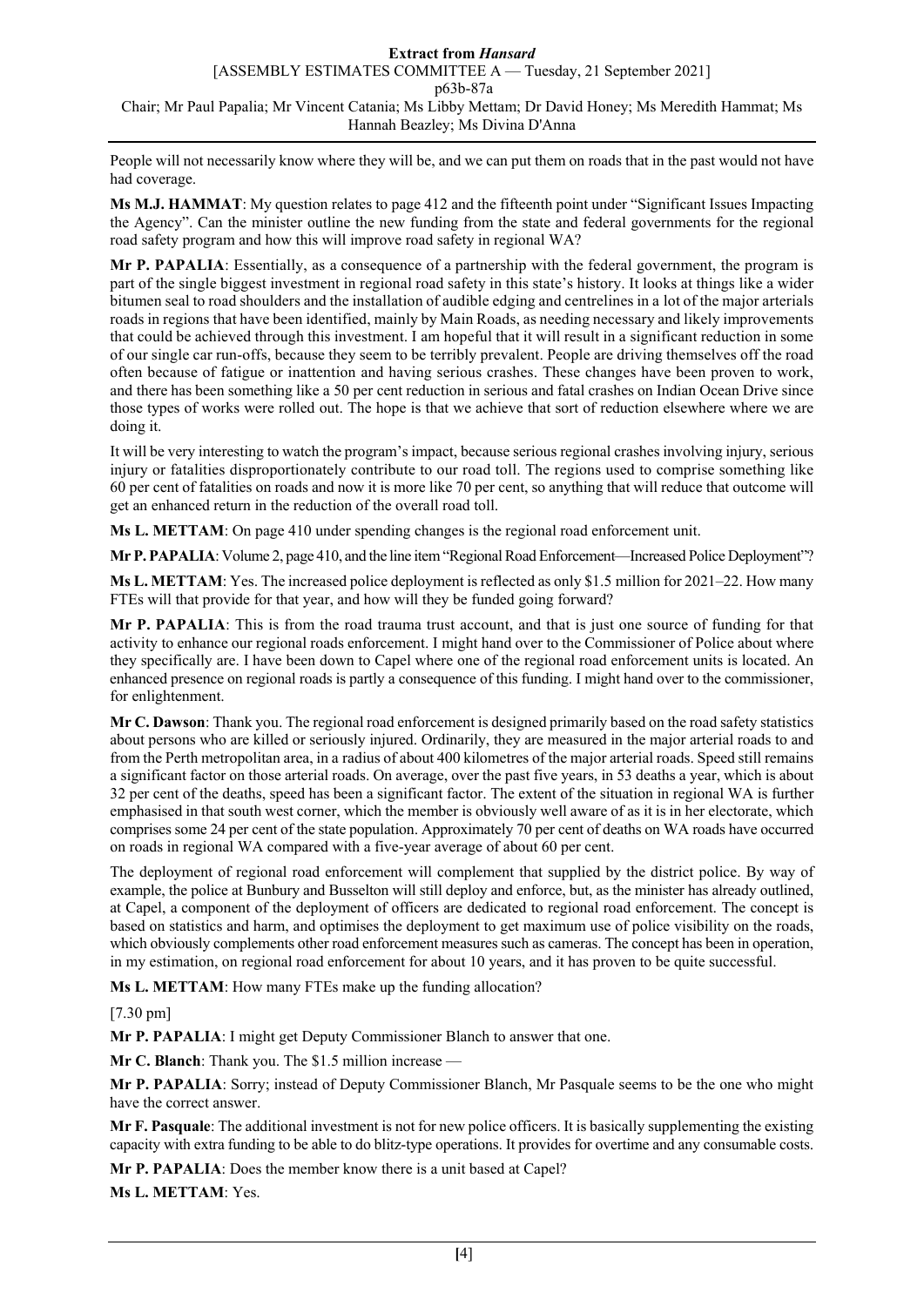People will not necessarily know where they will be, and we can put them on roads that in the past would not have had coverage.

**Ms M.J. HAMMAT**: My question relates to page 412 and the fifteenth point under "Significant Issues Impacting the Agency". Can the minister outline the new funding from the state and federal governments for the regional road safety program and how this will improve road safety in regional WA?

**Mr P. PAPALIA**: Essentially, as a consequence of a partnership with the federal government, the program is part of the single biggest investment in regional road safety in this state's history. It looks at things like a wider bitumen seal to road shoulders and the installation of audible edging and centrelines in a lot of the major arterials roads in regions that have been identified, mainly by Main Roads, as needing necessary and likely improvements that could be achieved through this investment. I am hopeful that it will result in a significant reduction in some of our single car run-offs, because they seem to be terribly prevalent. People are driving themselves off the road often because of fatigue or inattention and having serious crashes. These changes have been proven to work, and there has been something like a 50 per cent reduction in serious and fatal crashes on Indian Ocean Drive since those types of works were rolled out. The hope is that we achieve that sort of reduction elsewhere where we are doing it.

It will be very interesting to watch the program's impact, because serious regional crashes involving injury, serious injury or fatalities disproportionately contribute to our road toll. The regions used to comprise something like 60 per cent of fatalities on roads and now it is more like 70 per cent, so anything that will reduce that outcome will get an enhanced return in the reduction of the overall road toll.

**Ms L. METTAM**: On page 410 under spending changes is the regional road enforcement unit.

**Mr P. PAPALIA**: Volume 2, page 410, and the line item "Regional Road Enforcement—Increased Police Deployment"?

**Ms L. METTAM**: Yes. The increased police deployment is reflected as only $1.5 million for 2021–22. How many FTEs will that provide for that year, and how will they be funded going forward?

**Mr P. PAPALIA**: This is from the road trauma trust account, and that is just one source of funding for that activity to enhance our regional roads enforcement. I might hand over to the Commissioner of Police about where they specifically are. I have been down to Capel where one of the regional road enforcement units is located. An enhanced presence on regional roads is partly a consequence of this funding. I might hand over to the commissioner, for enlightenment.

**Mr C. Dawson**: Thank you. The regional road enforcement is designed primarily based on the road safety statistics about persons who are killed or seriously injured. Ordinarily, they are measured in the major arterial roads to and from the Perth metropolitan area, in a radius of about 400 kilometres of the major arterial roads. Speed still remains a significant factor on those arterial roads. On average, over the past five years, in 53 deaths a year, which is about 32 per cent of the deaths, speed has been a significant factor. The extent of the situation in regional WA is further emphasised in that south west corner, which the member is obviously well aware of as it is in her electorate, which comprises some 24 per cent of the state population. Approximately 70 per cent of deaths on WA roads have occurred on roads in regional WA compared with a five-year average of about 60 per cent.

The deployment of regional road enforcement will complement that supplied by the district police. By way of example, the police at Bunbury and Busselton will still deploy and enforce, but, as the minister has already outlined, at Capel, a component of the deployment of officers are dedicated to regional road enforcement. The concept is based on statistics and harm, and optimises the deployment to get maximum use of police visibility on the roads, which obviously complements other road enforcement measures such as cameras. The concept has been in operation, in my estimation, on regional road enforcement for about 10 years, and it has proven to be quite successful.

**Ms L. METTAM**: How many FTEs make up the funding allocation?

[7.30 pm]

**Mr P. PAPALIA**: I might get Deputy Commissioner Blanch to answer that one.

**Mr C. Blanch**: Thank you. The $1.5 million increase —

**Mr P. PAPALIA**: Sorry; instead of Deputy Commissioner Blanch, Mr Pasquale seems to be the one who might have the correct answer.

**Mr F. Pasquale**: The additional investment is not for new police officers. It is basically supplementing the existing capacity with extra funding to be able to do blitz-type operations. It provides for overtime and any consumable costs.

**Mr P. PAPALIA**: Does the member know there is a unit based at Capel?

**Ms L. METTAM**: Yes.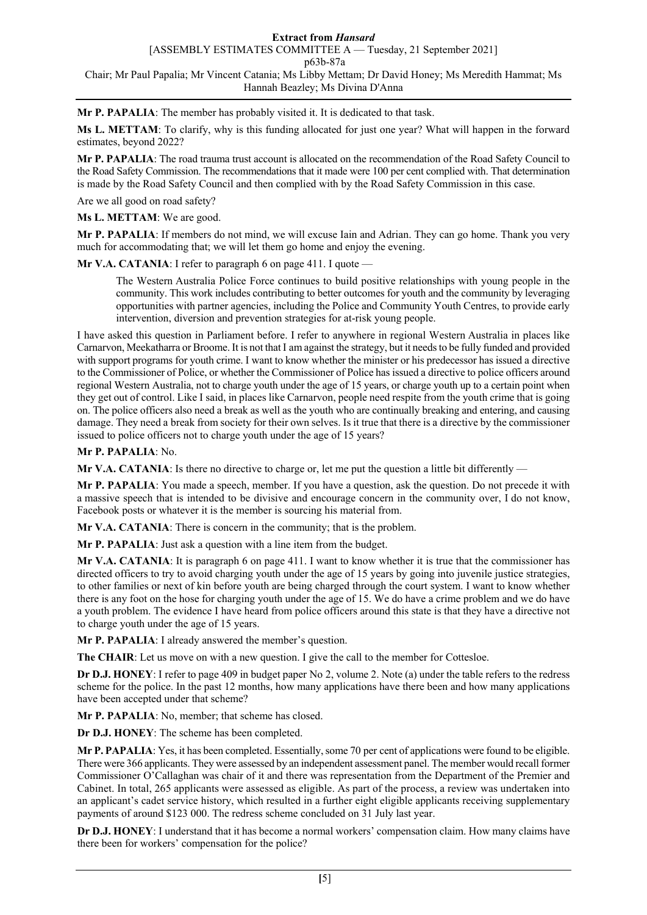**Mr P. PAPALIA**: The member has probably visited it. It is dedicated to that task.

**Ms L. METTAM**: To clarify, why is this funding allocated for just one year? What will happen in the forward estimates, beyond 2022?

**Mr P. PAPALIA**: The road trauma trust account is allocated on the recommendation of the Road Safety Council to the Road Safety Commission. The recommendations that it made were 100 per cent complied with. That determination is made by the Road Safety Council and then complied with by the Road Safety Commission in this case.

Are we all good on road safety?

**Ms L. METTAM**: We are good.

**Mr P. PAPALIA**: If members do not mind, we will excuse Iain and Adrian. They can go home. Thank you very much for accommodating that; we will let them go home and enjoy the evening.

**Mr V.A. CATANIA**: I refer to paragraph 6 on page 411. I quote —

> The Western Australia Police Force continues to build positive relationships with young people in the community. This work includes contributing to better outcomes for youth and the community by leveraging opportunities with partner agencies, including the Police and Community Youth Centres, to provide early intervention, diversion and prevention strategies for at-risk young people.

I have asked this question in Parliament before. I refer to anywhere in regional Western Australia in places like Carnarvon, Meekatharra or Broome. It is not that I am against the strategy, but it needs to be fully funded and provided with support programs for youth crime. I want to know whether the minister or his predecessor has issued a directive to the Commissioner of Police, or whether the Commissioner of Police has issued a directive to police officers around regional Western Australia, not to charge youth under the age of 15 years, or charge youth up to a certain point when they get out of control. Like I said, in places like Carnarvon, people need respite from the youth crime that is going on. The police officers also need a break as well as the youth who are continually breaking and entering, and causing damage. They need a break from society for their own selves. Is it true that there is a directive by the commissioner issued to police officers not to charge youth under the age of 15 years?

**Mr P. PAPALIA**: No.

**Mr V.A. CATANIA**: Is there no directive to charge or, let me put the question a little bit differently —

**Mr P. PAPALIA**: You made a speech, member. If you have a question, ask the question. Do not precede it with a massive speech that is intended to be divisive and encourage concern in the community over, I do not know, Facebook posts or whatever it is the member is sourcing his material from.

**Mr V.A. CATANIA**: There is concern in the community; that is the problem.

**Mr P. PAPALIA**: Just ask a question with a line item from the budget.

**Mr V.A. CATANIA**: It is paragraph 6 on page 411. I want to know whether it is true that the commissioner has directed officers to try to avoid charging youth under the age of 15 years by going into juvenile justice strategies, to other families or next of kin before youth are being charged through the court system. I want to know whether there is any foot on the hose for charging youth under the age of 15. We do have a crime problem and we do have a youth problem. The evidence I have heard from police officers around this state is that they have a directive not to charge youth under the age of 15 years.

**Mr P. PAPALIA**: I already answered the member's question.

**The CHAIR**: Let us move on with a new question. I give the call to the member for Cottesloe.

**Dr D.J. HONEY**: I refer to page 409 in budget paper No 2, volume 2. Note (a) under the table refers to the redress scheme for the police. In the past 12 months, how many applications have there been and how many applications have been accepted under that scheme?

**Mr P. PAPALIA**: No, member; that scheme has closed.

**Dr D.J. HONEY**: The scheme has been completed.

**Mr P. PAPALIA**: Yes, it has been completed. Essentially, some 70 per cent of applications were found to be eligible. There were 366 applicants. They were assessed by an independent assessment panel. The member would recall former Commissioner O'Callaghan was chair of it and there was representation from the Department of the Premier and Cabinet. In total, 265 applicants were assessed as eligible. As part of the process, a review was undertaken into an applicant's cadet service history, which resulted in a further eight eligible applicants receiving supplementary payments of around $123 000. The redress scheme concluded on 31 July last year.

**Dr D.J. HONEY**: I understand that it has become a normal workers' compensation claim. How many claims have there been for workers' compensation for the police?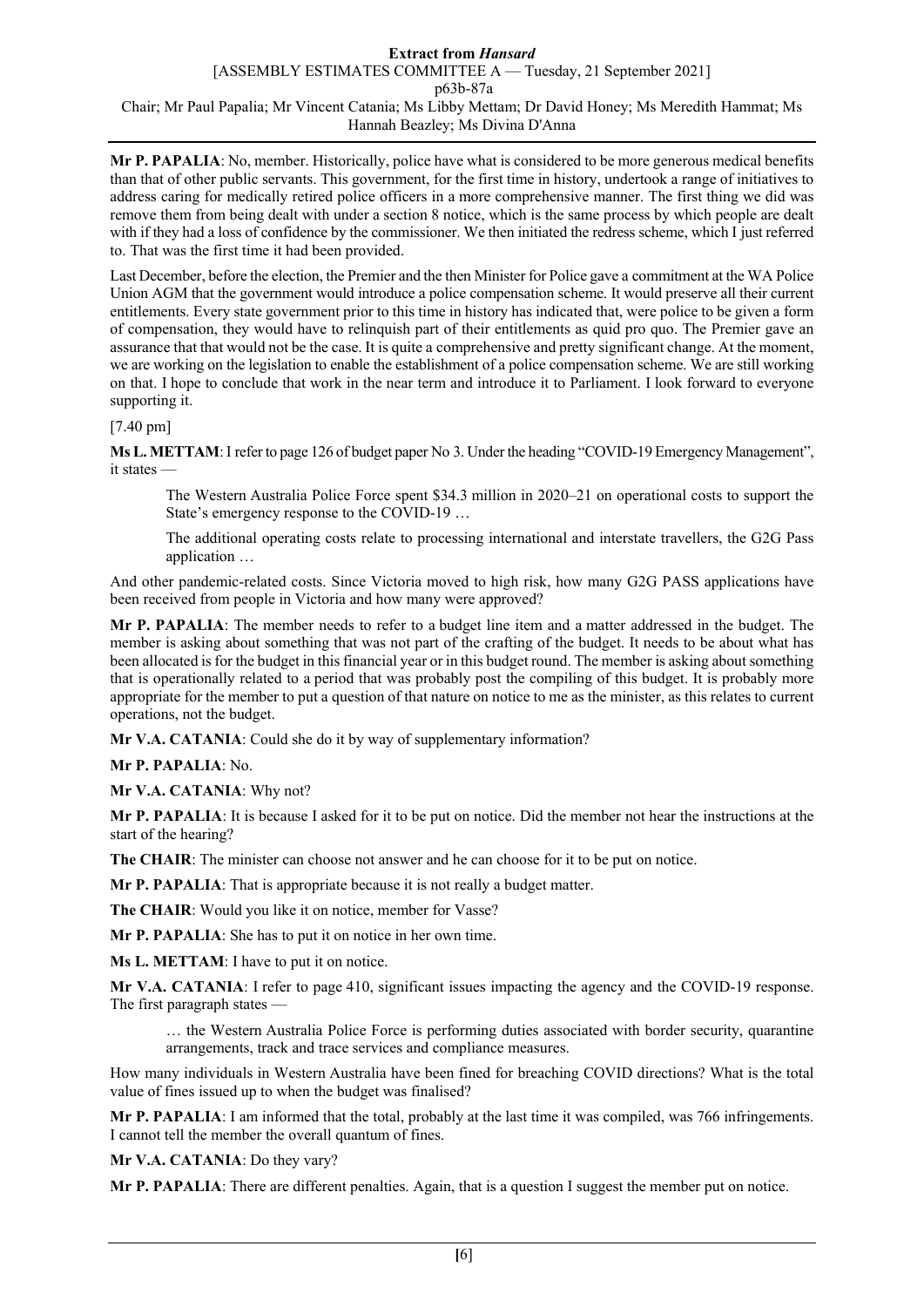**Mr P. PAPALIA**: No, member. Historically, police have what is considered to be more generous medical benefits than that of other public servants. This government, for the first time in history, undertook a range of initiatives to address caring for medically retired police officers in a more comprehensive manner. The first thing we did was remove them from being dealt with under a section 8 notice, which is the same process by which people are dealt with if they had a loss of confidence by the commissioner. We then initiated the redress scheme, which I just referred to. That was the first time it had been provided.

Last December, before the election, the Premier and the then Minister for Police gave a commitment at the WA Police Union AGM that the government would introduce a police compensation scheme. It would preserve all their current entitlements. Every state government prior to this time in history has indicated that, were police to be given a form of compensation, they would have to relinquish part of their entitlements as quid pro quo. The Premier gave an assurance that that would not be the case. It is quite a comprehensive and pretty significant change. At the moment, we are working on the legislation to enable the establishment of a police compensation scheme. We are still working on that. I hope to conclude that work in the near term and introduce it to Parliament. I look forward to everyone supporting it.

[7.40 pm]

**Ms L. METTAM**: I refer to page 126 of budget paper No 3. Under the heading "COVID-19 Emergency Management", it states —

> The Western Australia Police Force spent $34.3 million in 2020–21 on operational costs to support the State's emergency response to the COVID-19 …
>
> The additional operating costs relate to processing international and interstate travellers, the G2G Pass application …

And other pandemic-related costs. Since Victoria moved to high risk, how many G2G PASS applications have been received from people in Victoria and how many were approved?

**Mr P. PAPALIA**: The member needs to refer to a budget line item and a matter addressed in the budget. The member is asking about something that was not part of the crafting of the budget. It needs to be about what has been allocated is for the budget in this financial year or in this budget round. The member is asking about something that is operationally related to a period that was probably post the compiling of this budget. It is probably more appropriate for the member to put a question of that nature on notice to me as the minister, as this relates to current operations, not the budget.

**Mr V.A. CATANIA**: Could she do it by way of supplementary information?

**Mr P. PAPALIA**: No.

**Mr V.A. CATANIA**: Why not?

**Mr P. PAPALIA**: It is because I asked for it to be put on notice. Did the member not hear the instructions at the start of the hearing?

**The CHAIR**: The minister can choose not answer and he can choose for it to be put on notice.

**Mr P. PAPALIA**: That is appropriate because it is not really a budget matter.

**The CHAIR**: Would you like it on notice, member for Vasse?

**Mr P. PAPALIA**: She has to put it on notice in her own time.

**Ms L. METTAM**: I have to put it on notice.

**Mr V.A. CATANIA**: I refer to page 410, significant issues impacting the agency and the COVID-19 response. The first paragraph states —

> … the Western Australia Police Force is performing duties associated with border security, quarantine arrangements, track and trace services and compliance measures.

How many individuals in Western Australia have been fined for breaching COVID directions? What is the total value of fines issued up to when the budget was finalised?

**Mr P. PAPALIA**: I am informed that the total, probably at the last time it was compiled, was 766 infringements. I cannot tell the member the overall quantum of fines.

**Mr V.A. CATANIA**: Do they vary?

**Mr P. PAPALIA**: There are different penalties. Again, that is a question I suggest the member put on notice.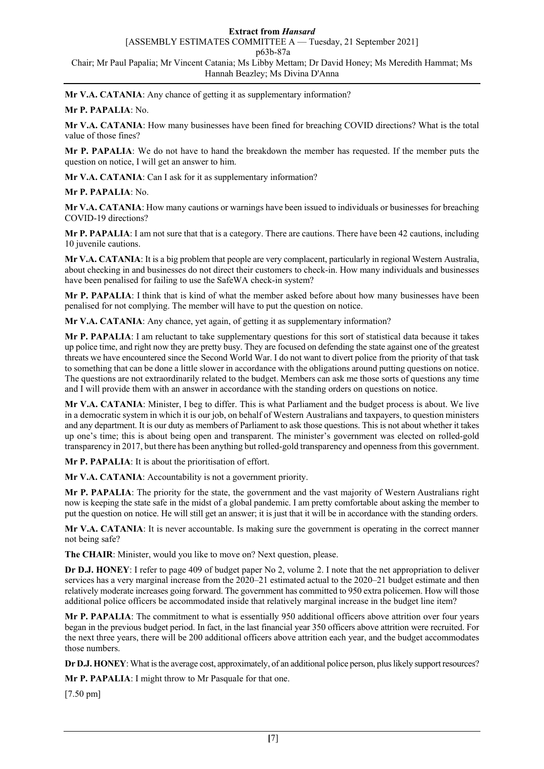**Mr V.A. CATANIA**: Any chance of getting it as supplementary information?

**Mr P. PAPALIA**: No.

**Mr V.A. CATANIA**: How many businesses have been fined for breaching COVID directions? What is the total value of those fines?

**Mr P. PAPALIA**: We do not have to hand the breakdown the member has requested. If the member puts the question on notice, I will get an answer to him.

**Mr V.A. CATANIA**: Can I ask for it as supplementary information?

**Mr P. PAPALIA**: No.

**Mr V.A. CATANIA**: How many cautions or warnings have been issued to individuals or businesses for breaching COVID-19 directions?

**Mr P. PAPALIA**: I am not sure that that is a category. There are cautions. There have been 42 cautions, including 10 juvenile cautions.

**Mr V.A. CATANIA**: It is a big problem that people are very complacent, particularly in regional Western Australia, about checking in and businesses do not direct their customers to check-in. How many individuals and businesses have been penalised for failing to use the SafeWA check-in system?

**Mr P. PAPALIA**: I think that is kind of what the member asked before about how many businesses have been penalised for not complying. The member will have to put the question on notice.

**Mr V.A. CATANIA**: Any chance, yet again, of getting it as supplementary information?

**Mr P. PAPALIA**: I am reluctant to take supplementary questions for this sort of statistical data because it takes up police time, and right now they are pretty busy. They are focused on defending the state against one of the greatest threats we have encountered since the Second World War. I do not want to divert police from the priority of that task to something that can be done a little slower in accordance with the obligations around putting questions on notice. The questions are not extraordinarily related to the budget. Members can ask me those sorts of questions any time and I will provide them with an answer in accordance with the standing orders on questions on notice.

**Mr V.A. CATANIA**: Minister, I beg to differ. This is what Parliament and the budget process is about. We live in a democratic system in which it is our job, on behalf of Western Australians and taxpayers, to question ministers and any department. It is our duty as members of Parliament to ask those questions. This is not about whether it takes up one's time; this is about being open and transparent. The minister's government was elected on rolled-gold transparency in 2017, but there has been anything but rolled-gold transparency and openness from this government.

**Mr P. PAPALIA**: It is about the prioritisation of effort.

**Mr V.A. CATANIA**: Accountability is not a government priority.

**Mr P. PAPALIA**: The priority for the state, the government and the vast majority of Western Australians right now is keeping the state safe in the midst of a global pandemic. I am pretty comfortable about asking the member to put the question on notice. He will still get an answer; it is just that it will be in accordance with the standing orders.

**Mr V.A. CATANIA**: It is never accountable. Is making sure the government is operating in the correct manner not being safe?

**The CHAIR**: Minister, would you like to move on? Next question, please.

**Dr D.J. HONEY**: I refer to page 409 of budget paper No 2, volume 2. I note that the net appropriation to deliver services has a very marginal increase from the 2020–21 estimated actual to the 2020–21 budget estimate and then relatively moderate increases going forward. The government has committed to 950 extra policemen. How will those additional police officers be accommodated inside that relatively marginal increase in the budget line item?

**Mr P. PAPALIA**: The commitment to what is essentially 950 additional officers above attrition over four years began in the previous budget period. In fact, in the last financial year 350 officers above attrition were recruited. For the next three years, there will be 200 additional officers above attrition each year, and the budget accommodates those numbers.

**Dr D.J. HONEY**: What is the average cost, approximately, of an additional police person, plus likely support resources?

**Mr P. PAPALIA**: I might throw to Mr Pasquale for that one.

[7.50 pm]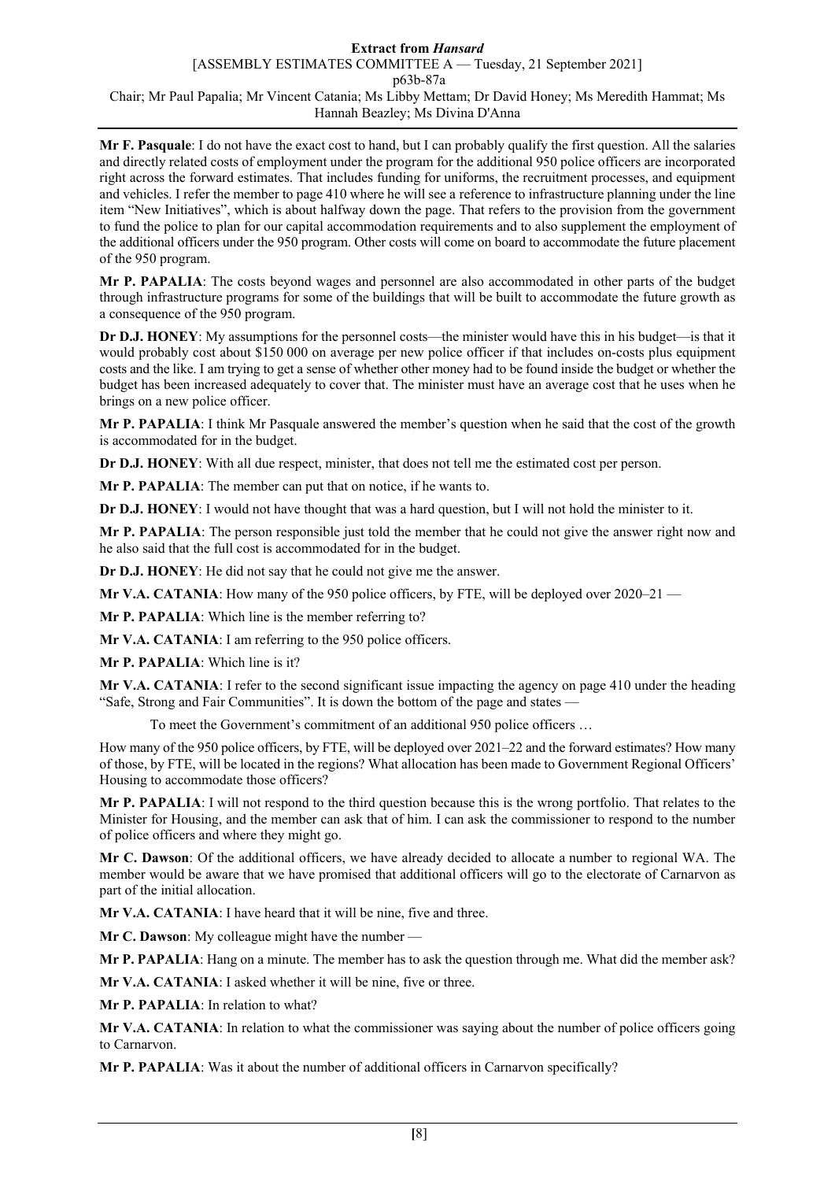**Mr F. Pasquale**: I do not have the exact cost to hand, but I can probably qualify the first question. All the salaries and directly related costs of employment under the program for the additional 950 police officers are incorporated right across the forward estimates. That includes funding for uniforms, the recruitment processes, and equipment and vehicles. I refer the member to page 410 where he will see a reference to infrastructure planning under the line item "New Initiatives", which is about halfway down the page. That refers to the provision from the government to fund the police to plan for our capital accommodation requirements and to also supplement the employment of the additional officers under the 950 program. Other costs will come on board to accommodate the future placement of the 950 program.

**Mr P. PAPALIA**: The costs beyond wages and personnel are also accommodated in other parts of the budget through infrastructure programs for some of the buildings that will be built to accommodate the future growth as a consequence of the 950 program.

**Dr D.J. HONEY**: My assumptions for the personnel costs—the minister would have this in his budget—is that it would probably cost about $150 000 on average per new police officer if that includes on-costs plus equipment costs and the like. I am trying to get a sense of whether other money had to be found inside the budget or whether the budget has been increased adequately to cover that. The minister must have an average cost that he uses when he brings on a new police officer.

**Mr P. PAPALIA**: I think Mr Pasquale answered the member's question when he said that the cost of the growth is accommodated for in the budget.

**Dr D.J. HONEY**: With all due respect, minister, that does not tell me the estimated cost per person.

**Mr P. PAPALIA**: The member can put that on notice, if he wants to.

**Dr D.J. HONEY**: I would not have thought that was a hard question, but I will not hold the minister to it.

**Mr P. PAPALIA**: The person responsible just told the member that he could not give the answer right now and he also said that the full cost is accommodated for in the budget.

**Dr D.J. HONEY**: He did not say that he could not give me the answer.

**Mr V.A. CATANIA**: How many of the 950 police officers, by FTE, will be deployed over 2020–21 —

**Mr P. PAPALIA**: Which line is the member referring to?

**Mr V.A. CATANIA**: I am referring to the 950 police officers.

**Mr P. PAPALIA**: Which line is it?

**Mr V.A. CATANIA**: I refer to the second significant issue impacting the agency on page 410 under the heading "Safe, Strong and Fair Communities". It is down the bottom of the page and states —

> To meet the Government's commitment of an additional 950 police officers …

How many of the 950 police officers, by FTE, will be deployed over 2021–22 and the forward estimates? How many of those, by FTE, will be located in the regions? What allocation has been made to Government Regional Officers' Housing to accommodate those officers?

**Mr P. PAPALIA**: I will not respond to the third question because this is the wrong portfolio. That relates to the Minister for Housing, and the member can ask that of him. I can ask the commissioner to respond to the number of police officers and where they might go.

**Mr C. Dawson**: Of the additional officers, we have already decided to allocate a number to regional WA. The member would be aware that we have promised that additional officers will go to the electorate of Carnarvon as part of the initial allocation.

**Mr V.A. CATANIA**: I have heard that it will be nine, five and three.

**Mr C. Dawson**: My colleague might have the number —

**Mr P. PAPALIA**: Hang on a minute. The member has to ask the question through me. What did the member ask?

**Mr V.A. CATANIA**: I asked whether it will be nine, five or three.

**Mr P. PAPALIA**: In relation to what?

**Mr V.A. CATANIA**: In relation to what the commissioner was saying about the number of police officers going to Carnarvon.

**Mr P. PAPALIA**: Was it about the number of additional officers in Carnarvon specifically?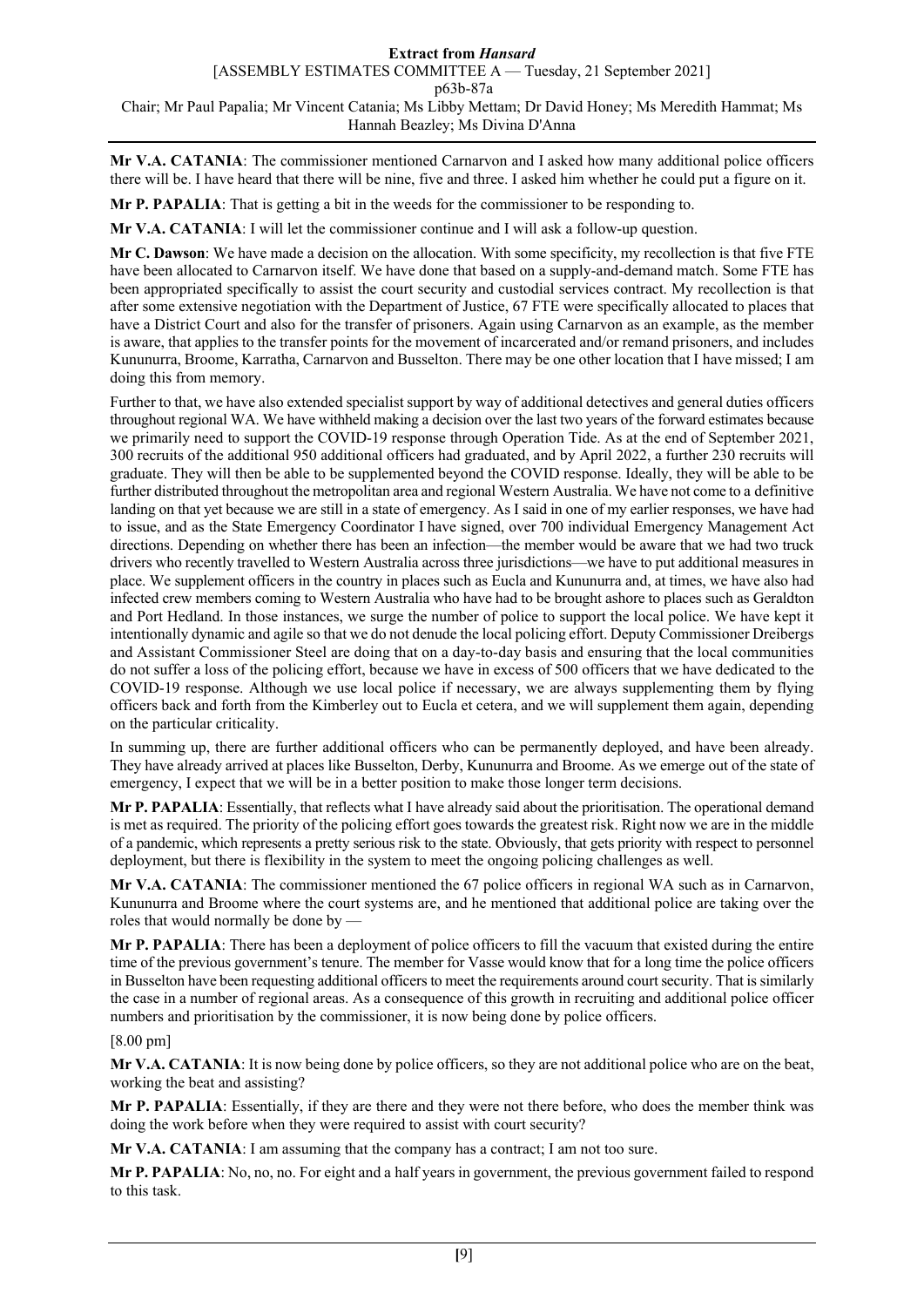**Mr V.A. CATANIA**: The commissioner mentioned Carnarvon and I asked how many additional police officers there will be. I have heard that there will be nine, five and three. I asked him whether he could put a figure on it.

**Mr P. PAPALIA**: That is getting a bit in the weeds for the commissioner to be responding to.

**Mr V.A. CATANIA**: I will let the commissioner continue and I will ask a follow-up question.

**Mr C. Dawson**: We have made a decision on the allocation. With some specificity, my recollection is that five FTE have been allocated to Carnarvon itself. We have done that based on a supply-and-demand match. Some FTE has been appropriated specifically to assist the court security and custodial services contract. My recollection is that after some extensive negotiation with the Department of Justice, 67 FTE were specifically allocated to places that have a District Court and also for the transfer of prisoners. Again using Carnarvon as an example, as the member is aware, that applies to the transfer points for the movement of incarcerated and/or remand prisoners, and includes Kununurra, Broome, Karratha, Carnarvon and Busselton. There may be one other location that I have missed; I am doing this from memory.

Further to that, we have also extended specialist support by way of additional detectives and general duties officers throughout regional WA. We have withheld making a decision over the last two years of the forward estimates because we primarily need to support the COVID-19 response through Operation Tide. As at the end of September 2021, 300 recruits of the additional 950 additional officers had graduated, and by April 2022, a further 230 recruits will graduate. They will then be able to be supplemented beyond the COVID response. Ideally, they will be able to be further distributed throughout the metropolitan area and regional Western Australia. We have not come to a definitive landing on that yet because we are still in a state of emergency. As I said in one of my earlier responses, we have had to issue, and as the State Emergency Coordinator I have signed, over 700 individual Emergency Management Act directions. Depending on whether there has been an infection—the member would be aware that we had two truck drivers who recently travelled to Western Australia across three jurisdictions—we have to put additional measures in place. We supplement officers in the country in places such as Eucla and Kununurra and, at times, we have also had infected crew members coming to Western Australia who have had to be brought ashore to places such as Geraldton and Port Hedland. In those instances, we surge the number of police to support the local police. We have kept it intentionally dynamic and agile so that we do not denude the local policing effort. Deputy Commissioner Dreibergs and Assistant Commissioner Steel are doing that on a day-to-day basis and ensuring that the local communities do not suffer a loss of the policing effort, because we have in excess of 500 officers that we have dedicated to the COVID-19 response. Although we use local police if necessary, we are always supplementing them by flying officers back and forth from the Kimberley out to Eucla et cetera, and we will supplement them again, depending on the particular criticality.

In summing up, there are further additional officers who can be permanently deployed, and have been already. They have already arrived at places like Busselton, Derby, Kununurra and Broome. As we emerge out of the state of emergency, I expect that we will be in a better position to make those longer term decisions.

**Mr P. PAPALIA**: Essentially, that reflects what I have already said about the prioritisation. The operational demand is met as required. The priority of the policing effort goes towards the greatest risk. Right now we are in the middle of a pandemic, which represents a pretty serious risk to the state. Obviously, that gets priority with respect to personnel deployment, but there is flexibility in the system to meet the ongoing policing challenges as well.

**Mr V.A. CATANIA**: The commissioner mentioned the 67 police officers in regional WA such as in Carnarvon, Kununurra and Broome where the court systems are, and he mentioned that additional police are taking over the roles that would normally be done by —

**Mr P. PAPALIA**: There has been a deployment of police officers to fill the vacuum that existed during the entire time of the previous government's tenure. The member for Vasse would know that for a long time the police officers in Busselton have been requesting additional officers to meet the requirements around court security. That is similarly the case in a number of regional areas. As a consequence of this growth in recruiting and additional police officer numbers and prioritisation by the commissioner, it is now being done by police officers.

[8.00 pm]

**Mr V.A. CATANIA**: It is now being done by police officers, so they are not additional police who are on the beat, working the beat and assisting?

**Mr P. PAPALIA**: Essentially, if they are there and they were not there before, who does the member think was doing the work before when they were required to assist with court security?

**Mr V.A. CATANIA**: I am assuming that the company has a contract; I am not too sure.

**Mr P. PAPALIA**: No, no, no. For eight and a half years in government, the previous government failed to respond to this task.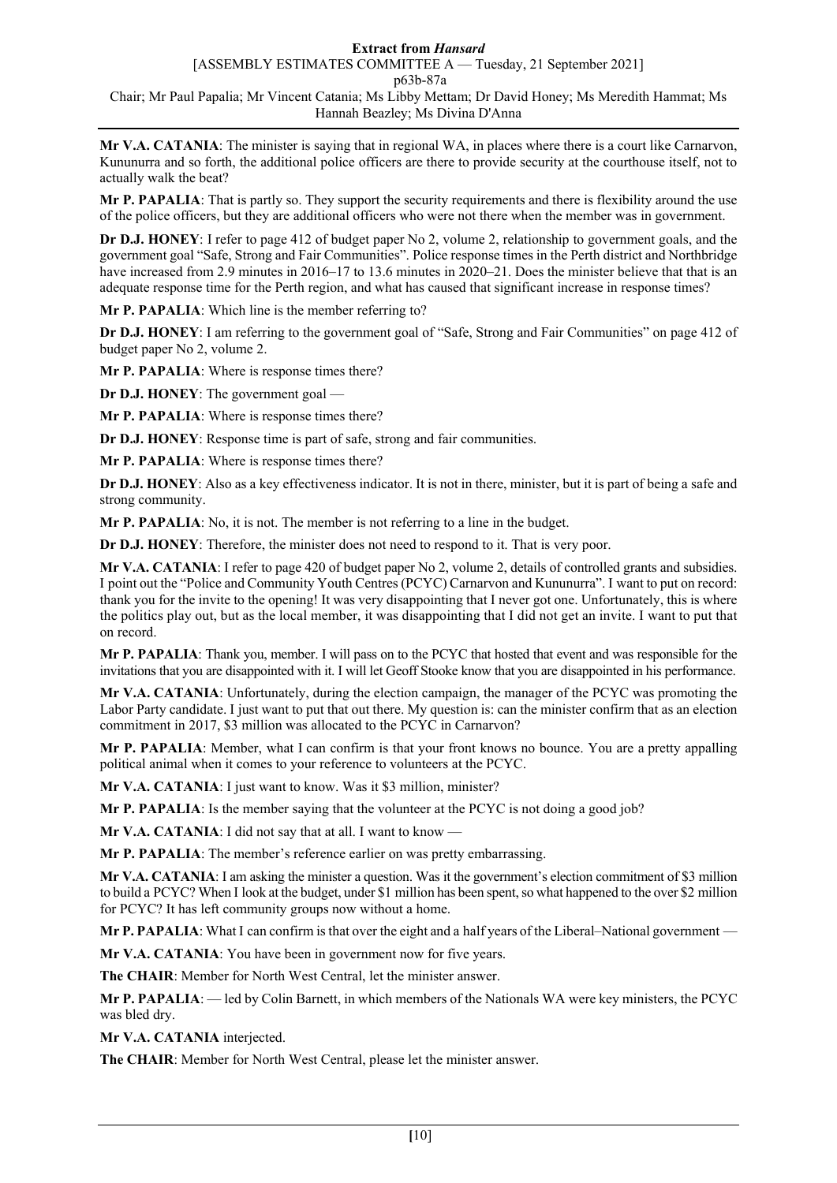**Mr V.A. CATANIA**: The minister is saying that in regional WA, in places where there is a court like Carnarvon, Kununurra and so forth, the additional police officers are there to provide security at the courthouse itself, not to actually walk the beat?

**Mr P. PAPALIA**: That is partly so. They support the security requirements and there is flexibility around the use of the police officers, but they are additional officers who were not there when the member was in government.

**Dr D.J. HONEY**: I refer to page 412 of budget paper No 2, volume 2, relationship to government goals, and the government goal "Safe, Strong and Fair Communities". Police response times in the Perth district and Northbridge have increased from 2.9 minutes in 2016–17 to 13.6 minutes in 2020–21. Does the minister believe that that is an adequate response time for the Perth region, and what has caused that significant increase in response times?

**Mr P. PAPALIA**: Which line is the member referring to?

**Dr D.J. HONEY**: I am referring to the government goal of "Safe, Strong and Fair Communities" on page 412 of budget paper No 2, volume 2.

**Mr P. PAPALIA**: Where is response times there?

**Dr D.J. HONEY**: The government goal —

**Mr P. PAPALIA**: Where is response times there?

**Dr D.J. HONEY**: Response time is part of safe, strong and fair communities.

**Mr P. PAPALIA**: Where is response times there?

**Dr D.J. HONEY**: Also as a key effectiveness indicator. It is not in there, minister, but it is part of being a safe and strong community.

**Mr P. PAPALIA**: No, it is not. The member is not referring to a line in the budget.

**Dr D.J. HONEY**: Therefore, the minister does not need to respond to it. That is very poor.

**Mr V.A. CATANIA**: I refer to page 420 of budget paper No 2, volume 2, details of controlled grants and subsidies. I point out the "Police and Community Youth Centres (PCYC) Carnarvon and Kununurra". I want to put on record: thank you for the invite to the opening! It was very disappointing that I never got one. Unfortunately, this is where the politics play out, but as the local member, it was disappointing that I did not get an invite. I want to put that on record.

**Mr P. PAPALIA**: Thank you, member. I will pass on to the PCYC that hosted that event and was responsible for the invitations that you are disappointed with it. I will let Geoff Stooke know that you are disappointed in his performance.

**Mr V.A. CATANIA**: Unfortunately, during the election campaign, the manager of the PCYC was promoting the Labor Party candidate. I just want to put that out there. My question is: can the minister confirm that as an election commitment in 2017, $3 million was allocated to the PCYC in Carnarvon?

**Mr P. PAPALIA**: Member, what I can confirm is that your front knows no bounce. You are a pretty appalling political animal when it comes to your reference to volunteers at the PCYC.

**Mr V.A. CATANIA**: I just want to know. Was it $3 million, minister?

**Mr P. PAPALIA**: Is the member saying that the volunteer at the PCYC is not doing a good job?

**Mr V.A. CATANIA**: I did not say that at all. I want to know —

**Mr P. PAPALIA**: The member's reference earlier on was pretty embarrassing.

**Mr V.A. CATANIA**: I am asking the minister a question. Was it the government's election commitment of $3 million to build a PCYC? When I look at the budget, under $1 million has been spent, so what happened to the over $2 million for PCYC? It has left community groups now without a home.

**Mr P. PAPALIA**: What I can confirm is that over the eight and a half years of the Liberal–National government —

**Mr V.A. CATANIA**: You have been in government now for five years.

**The CHAIR**: Member for North West Central, let the minister answer.

**Mr P. PAPALIA**: — led by Colin Barnett, in which members of the Nationals WA were key ministers, the PCYC was bled dry.

**Mr V.A. CATANIA** interjected.

**The CHAIR**: Member for North West Central, please let the minister answer.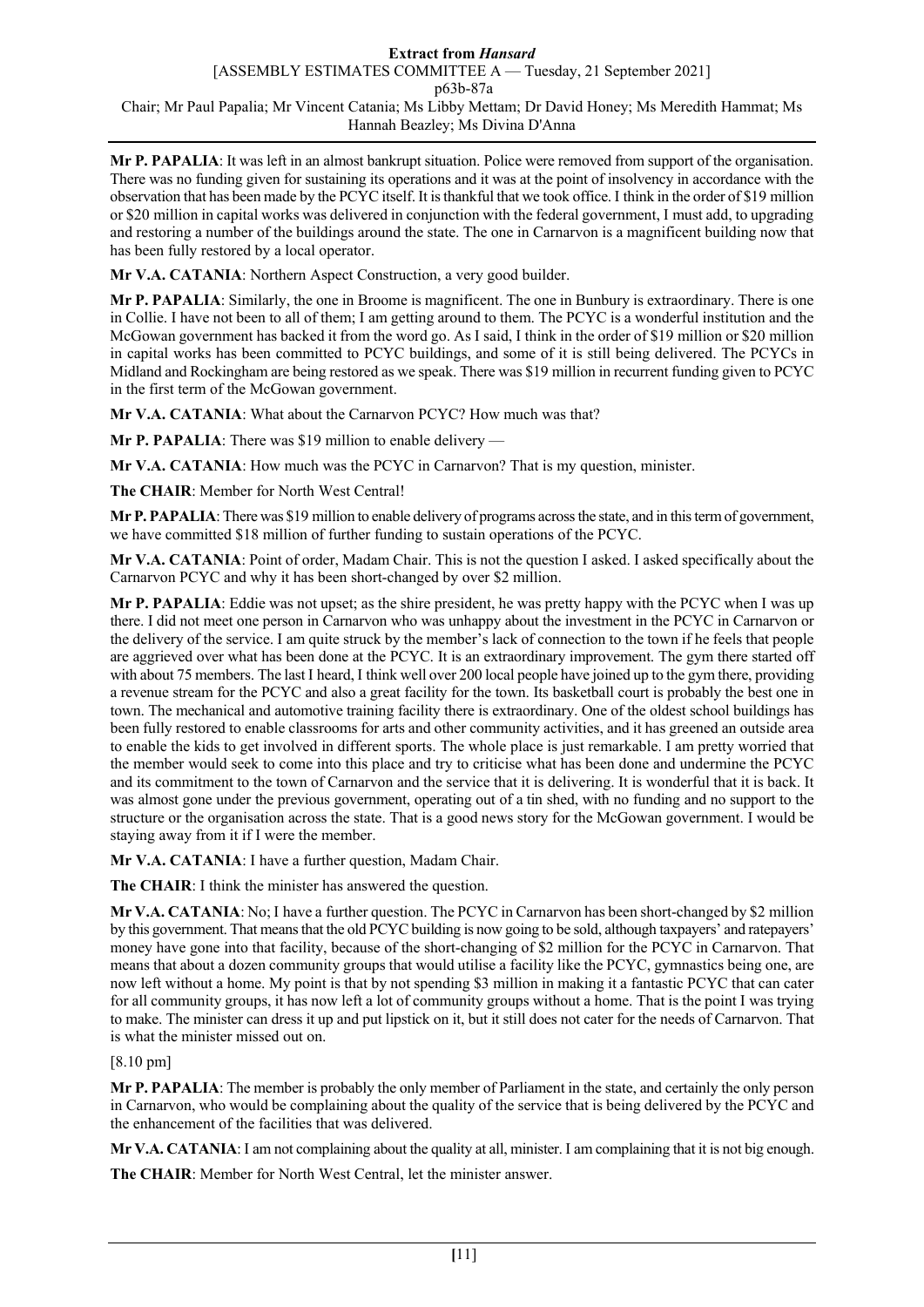**Mr P. PAPALIA**: It was left in an almost bankrupt situation. Police were removed from support of the organisation. There was no funding given for sustaining its operations and it was at the point of insolvency in accordance with the observation that has been made by the PCYC itself. It is thankful that we took office. I think in the order of $19 million or $20 million in capital works was delivered in conjunction with the federal government, I must add, to upgrading and restoring a number of the buildings around the state. The one in Carnarvon is a magnificent building now that has been fully restored by a local operator.

**Mr V.A. CATANIA**: Northern Aspect Construction, a very good builder.

**Mr P. PAPALIA**: Similarly, the one in Broome is magnificent. The one in Bunbury is extraordinary. There is one in Collie. I have not been to all of them; I am getting around to them. The PCYC is a wonderful institution and the McGowan government has backed it from the word go. As I said, I think in the order of $19 million or $20 million in capital works has been committed to PCYC buildings, and some of it is still being delivered. The PCYCs in Midland and Rockingham are being restored as we speak. There was $19 million in recurrent funding given to PCYC in the first term of the McGowan government.

**Mr V.A. CATANIA**: What about the Carnarvon PCYC? How much was that?

**Mr P. PAPALIA**: There was $19 million to enable delivery —

**Mr V.A. CATANIA**: How much was the PCYC in Carnarvon? That is my question, minister.

**The CHAIR**: Member for North West Central!

**Mr P. PAPALIA**: There was $19 million to enable delivery of programs across the state, and in this term of government, we have committed $18 million of further funding to sustain operations of the PCYC.

**Mr V.A. CATANIA**: Point of order, Madam Chair. This is not the question I asked. I asked specifically about the Carnarvon PCYC and why it has been short-changed by over $2 million.

**Mr P. PAPALIA**: Eddie was not upset; as the shire president, he was pretty happy with the PCYC when I was up there. I did not meet one person in Carnarvon who was unhappy about the investment in the PCYC in Carnarvon or the delivery of the service. I am quite struck by the member's lack of connection to the town if he feels that people are aggrieved over what has been done at the PCYC. It is an extraordinary improvement. The gym there started off with about 75 members. The last I heard, I think well over 200 local people have joined up to the gym there, providing a revenue stream for the PCYC and also a great facility for the town. Its basketball court is probably the best one in town. The mechanical and automotive training facility there is extraordinary. One of the oldest school buildings has been fully restored to enable classrooms for arts and other community activities, and it has greened an outside area to enable the kids to get involved in different sports. The whole place is just remarkable. I am pretty worried that the member would seek to come into this place and try to criticise what has been done and undermine the PCYC and its commitment to the town of Carnarvon and the service that it is delivering. It is wonderful that it is back. It was almost gone under the previous government, operating out of a tin shed, with no funding and no support to the structure or the organisation across the state. That is a good news story for the McGowan government. I would be staying away from it if I were the member.

**Mr V.A. CATANIA**: I have a further question, Madam Chair.

**The CHAIR**: I think the minister has answered the question.

**Mr V.A. CATANIA**: No; I have a further question. The PCYC in Carnarvon has been short-changed by $2 million by this government. That means that the old PCYC building is now going to be sold, although taxpayers' and ratepayers' money have gone into that facility, because of the short-changing of $2 million for the PCYC in Carnarvon. That means that about a dozen community groups that would utilise a facility like the PCYC, gymnastics being one, are now left without a home. My point is that by not spending $3 million in making it a fantastic PCYC that can cater for all community groups, it has now left a lot of community groups without a home. That is the point I was trying to make. The minister can dress it up and put lipstick on it, but it still does not cater for the needs of Carnarvon. That is what the minister missed out on.

[8.10 pm]

**Mr P. PAPALIA**: The member is probably the only member of Parliament in the state, and certainly the only person in Carnarvon, who would be complaining about the quality of the service that is being delivered by the PCYC and the enhancement of the facilities that was delivered.

**Mr V.A. CATANIA**: I am not complaining about the quality at all, minister. I am complaining that it is not big enough.

**The CHAIR**: Member for North West Central, let the minister answer.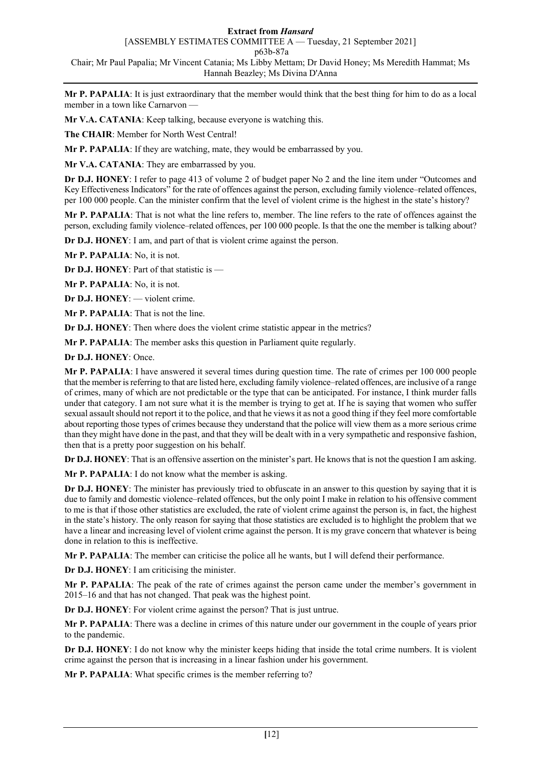**Mr P. PAPALIA**: It is just extraordinary that the member would think that the best thing for him to do as a local member in a town like Carnarvon —

**Mr V.A. CATANIA**: Keep talking, because everyone is watching this.

**The CHAIR**: Member for North West Central!

**Mr P. PAPALIA**: If they are watching, mate, they would be embarrassed by you.

**Mr V.A. CATANIA**: They are embarrassed by you.

**Dr D.J. HONEY**: I refer to page 413 of volume 2 of budget paper No 2 and the line item under "Outcomes and Key Effectiveness Indicators" for the rate of offences against the person, excluding family violence–related offences, per 100 000 people. Can the minister confirm that the level of violent crime is the highest in the state's history?

**Mr P. PAPALIA**: That is not what the line refers to, member. The line refers to the rate of offences against the person, excluding family violence–related offences, per 100 000 people. Is that the one the member is talking about?

**Dr D.J. HONEY**: I am, and part of that is violent crime against the person.

**Mr P. PAPALIA**: No, it is not.

**Dr D.J. HONEY**: Part of that statistic is —

**Mr P. PAPALIA**: No, it is not.

**Dr D.J. HONEY**: — violent crime.

**Mr P. PAPALIA**: That is not the line.

**Dr D.J. HONEY**: Then where does the violent crime statistic appear in the metrics?

**Mr P. PAPALIA**: The member asks this question in Parliament quite regularly.

**Dr D.J. HONEY**: Once.

**Mr P. PAPALIA**: I have answered it several times during question time. The rate of crimes per 100 000 people that the member is referring to that are listed here, excluding family violence–related offences, are inclusive of a range of crimes, many of which are not predictable or the type that can be anticipated. For instance, I think murder falls under that category. I am not sure what it is the member is trying to get at. If he is saying that women who suffer sexual assault should not report it to the police, and that he views it as not a good thing if they feel more comfortable about reporting those types of crimes because they understand that the police will view them as a more serious crime than they might have done in the past, and that they will be dealt with in a very sympathetic and responsive fashion, then that is a pretty poor suggestion on his behalf.

**Dr D.J. HONEY**: That is an offensive assertion on the minister's part. He knows that is not the question I am asking.

**Mr P. PAPALIA**: I do not know what the member is asking.

**Dr D.J. HONEY**: The minister has previously tried to obfuscate in an answer to this question by saying that it is due to family and domestic violence–related offences, but the only point I make in relation to his offensive comment to me is that if those other statistics are excluded, the rate of violent crime against the person is, in fact, the highest in the state's history. The only reason for saying that those statistics are excluded is to highlight the problem that we have a linear and increasing level of violent crime against the person. It is my grave concern that whatever is being done in relation to this is ineffective.

**Mr P. PAPALIA**: The member can criticise the police all he wants, but I will defend their performance.

**Dr D.J. HONEY**: I am criticising the minister.

**Mr P. PAPALIA**: The peak of the rate of crimes against the person came under the member's government in 2015–16 and that has not changed. That peak was the highest point.

**Dr D.J. HONEY**: For violent crime against the person? That is just untrue.

**Mr P. PAPALIA**: There was a decline in crimes of this nature under our government in the couple of years prior to the pandemic.

**Dr D.J. HONEY**: I do not know why the minister keeps hiding that inside the total crime numbers. It is violent crime against the person that is increasing in a linear fashion under his government.

**Mr P. PAPALIA**: What specific crimes is the member referring to?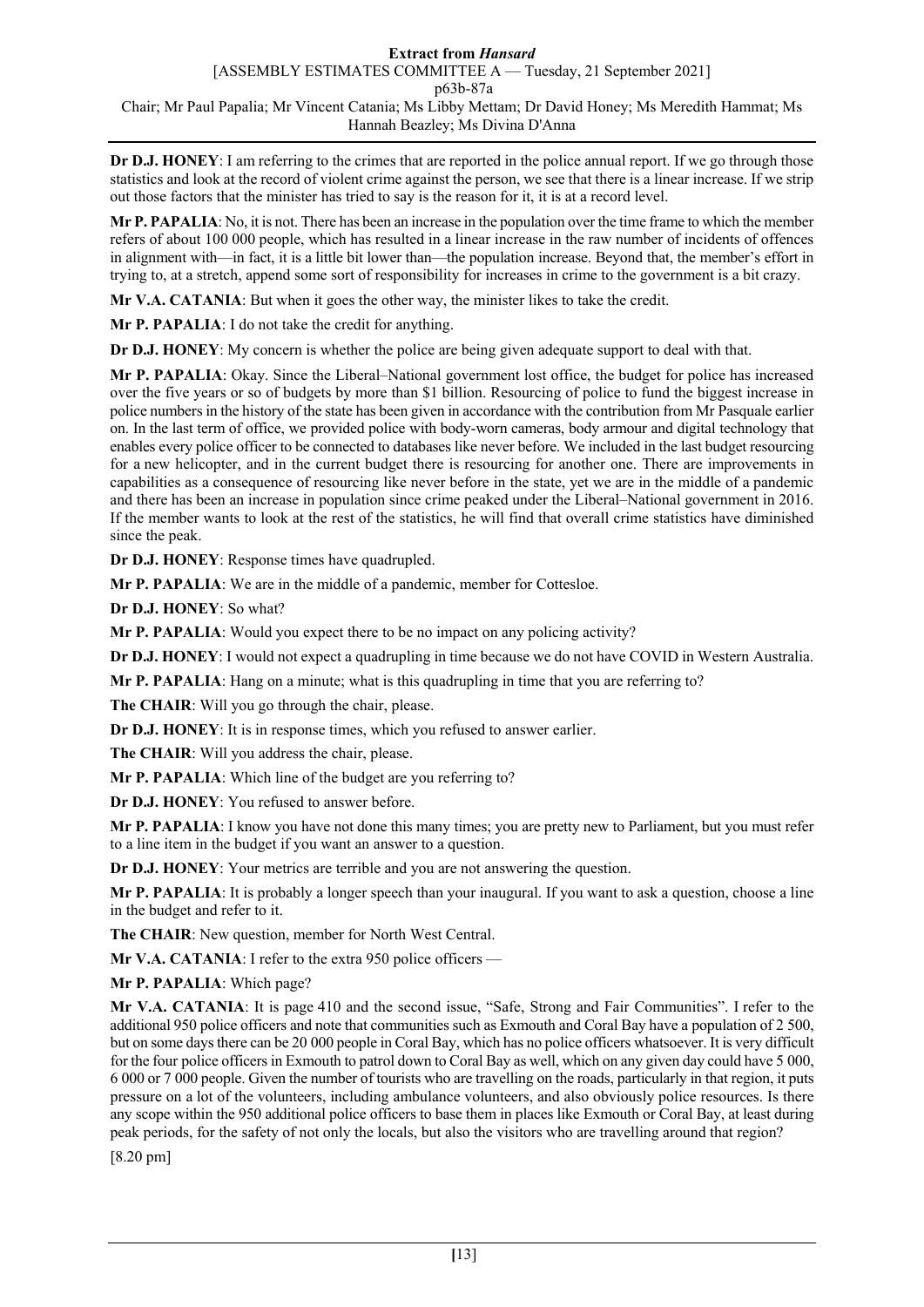**Dr D.J. HONEY**: I am referring to the crimes that are reported in the police annual report. If we go through those statistics and look at the record of violent crime against the person, we see that there is a linear increase. If we strip out those factors that the minister has tried to say is the reason for it, it is at a record level.

**Mr P. PAPALIA**: No, it is not. There has been an increase in the population over the time frame to which the member refers of about 100 000 people, which has resulted in a linear increase in the raw number of incidents of offences in alignment with—in fact, it is a little bit lower than—the population increase. Beyond that, the member's effort in trying to, at a stretch, append some sort of responsibility for increases in crime to the government is a bit crazy.

**Mr V.A. CATANIA**: But when it goes the other way, the minister likes to take the credit.

**Mr P. PAPALIA**: I do not take the credit for anything.

**Dr D.J. HONEY**: My concern is whether the police are being given adequate support to deal with that.

**Mr P. PAPALIA**: Okay. Since the Liberal–National government lost office, the budget for police has increased over the five years or so of budgets by more than $1 billion. Resourcing of police to fund the biggest increase in police numbers in the history of the state has been given in accordance with the contribution from Mr Pasquale earlier on. In the last term of office, we provided police with body-worn cameras, body armour and digital technology that enables every police officer to be connected to databases like never before. We included in the last budget resourcing for a new helicopter, and in the current budget there is resourcing for another one. There are improvements in capabilities as a consequence of resourcing like never before in the state, yet we are in the middle of a pandemic and there has been an increase in population since crime peaked under the Liberal–National government in 2016. If the member wants to look at the rest of the statistics, he will find that overall crime statistics have diminished since the peak.

**Dr D.J. HONEY**: Response times have quadrupled.

**Mr P. PAPALIA**: We are in the middle of a pandemic, member for Cottesloe.

**Dr D.J. HONEY**: So what?

**Mr P. PAPALIA**: Would you expect there to be no impact on any policing activity?

**Dr D.J. HONEY**: I would not expect a quadrupling in time because we do not have COVID in Western Australia.

**Mr P. PAPALIA**: Hang on a minute; what is this quadrupling in time that you are referring to?

**The CHAIR**: Will you go through the chair, please.

**Dr D.J. HONEY**: It is in response times, which you refused to answer earlier.

**The CHAIR**: Will you address the chair, please.

**Mr P. PAPALIA**: Which line of the budget are you referring to?

**Dr D.J. HONEY**: You refused to answer before.

**Mr P. PAPALIA**: I know you have not done this many times; you are pretty new to Parliament, but you must refer to a line item in the budget if you want an answer to a question.

**Dr D.J. HONEY**: Your metrics are terrible and you are not answering the question.

**Mr P. PAPALIA**: It is probably a longer speech than your inaugural. If you want to ask a question, choose a line in the budget and refer to it.

**The CHAIR**: New question, member for North West Central.

**Mr V.A. CATANIA**: I refer to the extra 950 police officers —

**Mr P. PAPALIA**: Which page?

**Mr V.A. CATANIA**: It is page 410 and the second issue, "Safe, Strong and Fair Communities". I refer to the additional 950 police officers and note that communities such as Exmouth and Coral Bay have a population of 2 500, but on some days there can be 20 000 people in Coral Bay, which has no police officers whatsoever. It is very difficult for the four police officers in Exmouth to patrol down to Coral Bay as well, which on any given day could have 5 000, 6 000 or 7 000 people. Given the number of tourists who are travelling on the roads, particularly in that region, it puts pressure on a lot of the volunteers, including ambulance volunteers, and also obviously police resources. Is there any scope within the 950 additional police officers to base them in places like Exmouth or Coral Bay, at least during peak periods, for the safety of not only the locals, but also the visitors who are travelling around that region?

[8.20 pm]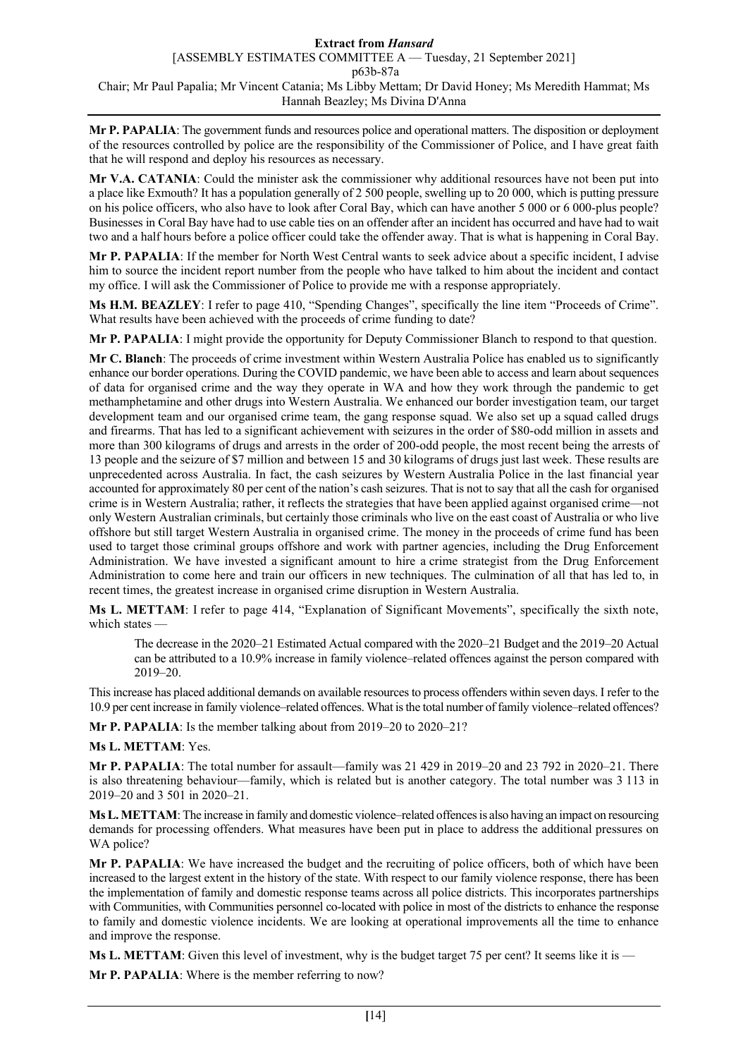**Mr P. PAPALIA**: The government funds and resources police and operational matters. The disposition or deployment of the resources controlled by police are the responsibility of the Commissioner of Police, and I have great faith that he will respond and deploy his resources as necessary.

**Mr V.A. CATANIA**: Could the minister ask the commissioner why additional resources have not been put into a place like Exmouth? It has a population generally of 2 500 people, swelling up to 20 000, which is putting pressure on his police officers, who also have to look after Coral Bay, which can have another 5 000 or 6 000-plus people? Businesses in Coral Bay have had to use cable ties on an offender after an incident has occurred and have had to wait two and a half hours before a police officer could take the offender away. That is what is happening in Coral Bay.

**Mr P. PAPALIA**: If the member for North West Central wants to seek advice about a specific incident, I advise him to source the incident report number from the people who have talked to him about the incident and contact my office. I will ask the Commissioner of Police to provide me with a response appropriately.

**Ms H.M. BEAZLEY**: I refer to page 410, "Spending Changes", specifically the line item "Proceeds of Crime". What results have been achieved with the proceeds of crime funding to date?

**Mr P. PAPALIA**: I might provide the opportunity for Deputy Commissioner Blanch to respond to that question.

**Mr C. Blanch**: The proceeds of crime investment within Western Australia Police has enabled us to significantly enhance our border operations. During the COVID pandemic, we have been able to access and learn about sequences of data for organised crime and the way they operate in WA and how they work through the pandemic to get methamphetamine and other drugs into Western Australia. We enhanced our border investigation team, our target development team and our organised crime team, the gang response squad. We also set up a squad called drugs and firearms. That has led to a significant achievement with seizures in the order of $80-odd million in assets and more than 300 kilograms of drugs and arrests in the order of 200-odd people, the most recent being the arrests of 13 people and the seizure of $7 million and between 15 and 30 kilograms of drugs just last week. These results are unprecedented across Australia. In fact, the cash seizures by Western Australia Police in the last financial year accounted for approximately 80 per cent of the nation's cash seizures. That is not to say that all the cash for organised crime is in Western Australia; rather, it reflects the strategies that have been applied against organised crime—not only Western Australian criminals, but certainly those criminals who live on the east coast of Australia or who live offshore but still target Western Australia in organised crime. The money in the proceeds of crime fund has been used to target those criminal groups offshore and work with partner agencies, including the Drug Enforcement Administration. We have invested a significant amount to hire a crime strategist from the Drug Enforcement Administration to come here and train our officers in new techniques. The culmination of all that has led to, in recent times, the greatest increase in organised crime disruption in Western Australia.

**Ms L. METTAM**: I refer to page 414, "Explanation of Significant Movements", specifically the sixth note, which states —

> The decrease in the 2020–21 Estimated Actual compared with the 2020–21 Budget and the 2019–20 Actual can be attributed to a 10.9% increase in family violence–related offences against the person compared with 2019–20.

This increase has placed additional demands on available resources to process offenders within seven days. I refer to the 10.9 per cent increase in family violence–related offences. What is the total number of family violence–related offences?

**Mr P. PAPALIA**: Is the member talking about from 2019–20 to 2020–21?

**Ms L. METTAM**: Yes.

**Mr P. PAPALIA**: The total number for assault—family was 21 429 in 2019–20 and 23 792 in 2020–21. There is also threatening behaviour—family, which is related but is another category. The total number was 3 113 in 2019–20 and 3 501 in 2020–21.

**Ms L. METTAM**: The increase in family and domestic violence–related offences is also having an impact on resourcing demands for processing offenders. What measures have been put in place to address the additional pressures on WA police?

**Mr P. PAPALIA**: We have increased the budget and the recruiting of police officers, both of which have been increased to the largest extent in the history of the state. With respect to our family violence response, there has been the implementation of family and domestic response teams across all police districts. This incorporates partnerships with Communities, with Communities personnel co-located with police in most of the districts to enhance the response to family and domestic violence incidents. We are looking at operational improvements all the time to enhance and improve the response.

**Ms L. METTAM**: Given this level of investment, why is the budget target 75 per cent? It seems like it is —

**Mr P. PAPALIA**: Where is the member referring to now?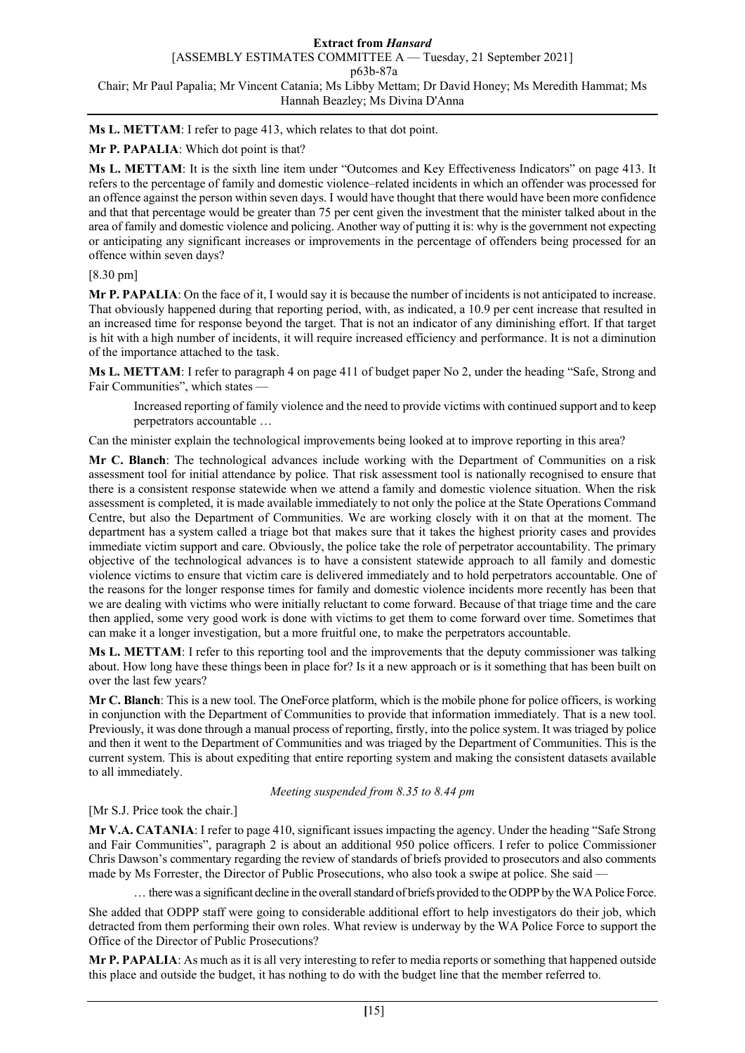**Ms L. METTAM**: I refer to page 413, which relates to that dot point.

**Mr P. PAPALIA**: Which dot point is that?

**Ms L. METTAM**: It is the sixth line item under "Outcomes and Key Effectiveness Indicators" on page 413. It refers to the percentage of family and domestic violence–related incidents in which an offender was processed for an offence against the person within seven days. I would have thought that there would have been more confidence and that that percentage would be greater than 75 per cent given the investment that the minister talked about in the area of family and domestic violence and policing. Another way of putting it is: why is the government not expecting or anticipating any significant increases or improvements in the percentage of offenders being processed for an offence within seven days?

[8.30 pm]

**Mr P. PAPALIA**: On the face of it, I would say it is because the number of incidents is not anticipated to increase. That obviously happened during that reporting period, with, as indicated, a 10.9 per cent increase that resulted in an increased time for response beyond the target. That is not an indicator of any diminishing effort. If that target is hit with a high number of incidents, it will require increased efficiency and performance. It is not a diminution of the importance attached to the task.

**Ms L. METTAM**: I refer to paragraph 4 on page 411 of budget paper No 2, under the heading "Safe, Strong and Fair Communities", which states —

> Increased reporting of family violence and the need to provide victims with continued support and to keep perpetrators accountable …

Can the minister explain the technological improvements being looked at to improve reporting in this area?

**Mr C. Blanch**: The technological advances include working with the Department of Communities on a risk assessment tool for initial attendance by police. That risk assessment tool is nationally recognised to ensure that there is a consistent response statewide when we attend a family and domestic violence situation. When the risk assessment is completed, it is made available immediately to not only the police at the State Operations Command Centre, but also the Department of Communities. We are working closely with it on that at the moment. The department has a system called a triage bot that makes sure that it takes the highest priority cases and provides immediate victim support and care. Obviously, the police take the role of perpetrator accountability. The primary objective of the technological advances is to have a consistent statewide approach to all family and domestic violence victims to ensure that victim care is delivered immediately and to hold perpetrators accountable. One of the reasons for the longer response times for family and domestic violence incidents more recently has been that we are dealing with victims who were initially reluctant to come forward. Because of that triage time and the care then applied, some very good work is done with victims to get them to come forward over time. Sometimes that can make it a longer investigation, but a more fruitful one, to make the perpetrators accountable.

**Ms L. METTAM**: I refer to this reporting tool and the improvements that the deputy commissioner was talking about. How long have these things been in place for? Is it a new approach or is it something that has been built on over the last few years?

**Mr C. Blanch**: This is a new tool. The OneForce platform, which is the mobile phone for police officers, is working in conjunction with the Department of Communities to provide that information immediately. That is a new tool. Previously, it was done through a manual process of reporting, firstly, into the police system. It was triaged by police and then it went to the Department of Communities and was triaged by the Department of Communities. This is the current system. This is about expediting that entire reporting system and making the consistent datasets available to all immediately.

*Meeting suspended from 8.35 to 8.44 pm*

[Mr S.J. Price took the chair.]

**Mr V.A. CATANIA**: I refer to page 410, significant issues impacting the agency. Under the heading "Safe Strong and Fair Communities", paragraph 2 is about an additional 950 police officers. I refer to police Commissioner Chris Dawson's commentary regarding the review of standards of briefs provided to prosecutors and also comments made by Ms Forrester, the Director of Public Prosecutions, who also took a swipe at police. She said —

> … there was a significant decline in the overall standard of briefs provided to the ODPP by the WA Police Force.

She added that ODPP staff were going to considerable additional effort to help investigators do their job, which detracted from them performing their own roles. What review is underway by the WA Police Force to support the Office of the Director of Public Prosecutions?

**Mr P. PAPALIA**: As much as it is all very interesting to refer to media reports or something that happened outside this place and outside the budget, it has nothing to do with the budget line that the member referred to.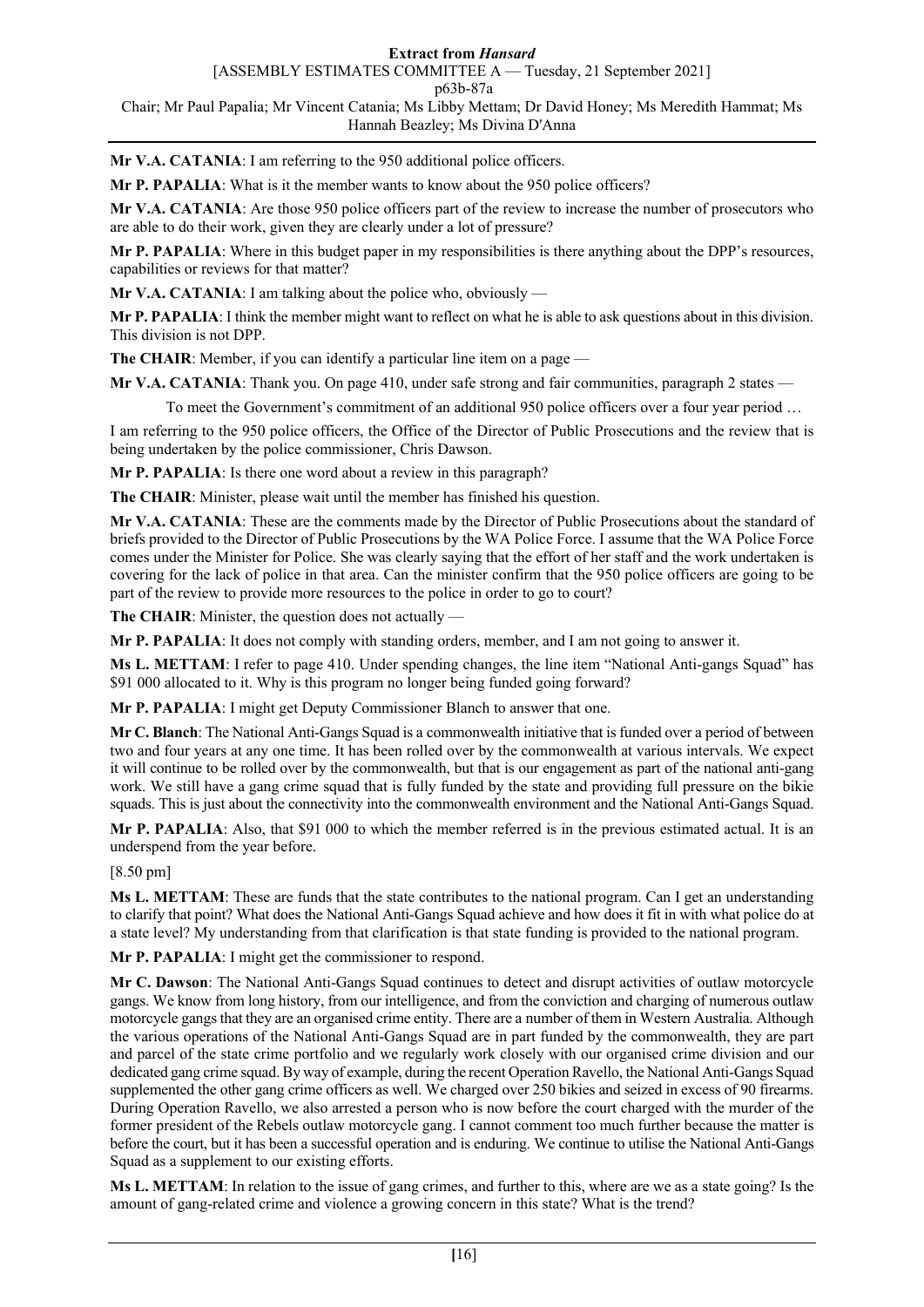**Mr V.A. CATANIA**: I am referring to the 950 additional police officers.

**Mr P. PAPALIA**: What is it the member wants to know about the 950 police officers?

**Mr V.A. CATANIA**: Are those 950 police officers part of the review to increase the number of prosecutors who are able to do their work, given they are clearly under a lot of pressure?

**Mr P. PAPALIA**: Where in this budget paper in my responsibilities is there anything about the DPP's resources, capabilities or reviews for that matter?

**Mr V.A. CATANIA**: I am talking about the police who, obviously —

**Mr P. PAPALIA**: I think the member might want to reflect on what he is able to ask questions about in this division. This division is not DPP.

**The CHAIR**: Member, if you can identify a particular line item on a page —

**Mr V.A. CATANIA**: Thank you. On page 410, under safe strong and fair communities, paragraph 2 states —

> To meet the Government's commitment of an additional 950 police officers over a four year period …

I am referring to the 950 police officers, the Office of the Director of Public Prosecutions and the review that is being undertaken by the police commissioner, Chris Dawson.

**Mr P. PAPALIA**: Is there one word about a review in this paragraph?

**The CHAIR**: Minister, please wait until the member has finished his question.

**Mr V.A. CATANIA**: These are the comments made by the Director of Public Prosecutions about the standard of briefs provided to the Director of Public Prosecutions by the WA Police Force. I assume that the WA Police Force comes under the Minister for Police. She was clearly saying that the effort of her staff and the work undertaken is covering for the lack of police in that area. Can the minister confirm that the 950 police officers are going to be part of the review to provide more resources to the police in order to go to court?

**The CHAIR**: Minister, the question does not actually —

**Mr P. PAPALIA**: It does not comply with standing orders, member, and I am not going to answer it.

**Ms L. METTAM**: I refer to page 410. Under spending changes, the line item "National Anti-gangs Squad" has $91 000 allocated to it. Why is this program no longer being funded going forward?

**Mr P. PAPALIA**: I might get Deputy Commissioner Blanch to answer that one.

**Mr C. Blanch**: The National Anti-Gangs Squad is a commonwealth initiative that is funded over a period of between two and four years at any one time. It has been rolled over by the commonwealth at various intervals. We expect it will continue to be rolled over by the commonwealth, but that is our engagement as part of the national anti-gang work. We still have a gang crime squad that is fully funded by the state and providing full pressure on the bikie squads. This is just about the connectivity into the commonwealth environment and the National Anti-Gangs Squad.

**Mr P. PAPALIA**: Also, that $91 000 to which the member referred is in the previous estimated actual. It is an underspend from the year before.

[8.50 pm]

**Ms L. METTAM**: These are funds that the state contributes to the national program. Can I get an understanding to clarify that point? What does the National Anti-Gangs Squad achieve and how does it fit in with what police do at a state level? My understanding from that clarification is that state funding is provided to the national program.

**Mr P. PAPALIA**: I might get the commissioner to respond.

**Mr C. Dawson**: The National Anti-Gangs Squad continues to detect and disrupt activities of outlaw motorcycle gangs. We know from long history, from our intelligence, and from the conviction and charging of numerous outlaw motorcycle gangs that they are an organised crime entity. There are a number of them in Western Australia. Although the various operations of the National Anti-Gangs Squad are in part funded by the commonwealth, they are part and parcel of the state crime portfolio and we regularly work closely with our organised crime division and our dedicated gang crime squad. By way of example, during the recent Operation Ravello, the National Anti-Gangs Squad supplemented the other gang crime officers as well. We charged over 250 bikies and seized in excess of 90 firearms. During Operation Ravello, we also arrested a person who is now before the court charged with the murder of the former president of the Rebels outlaw motorcycle gang. I cannot comment too much further because the matter is before the court, but it has been a successful operation and is enduring. We continue to utilise the National Anti-Gangs Squad as a supplement to our existing efforts.

**Ms L. METTAM**: In relation to the issue of gang crimes, and further to this, where are we as a state going? Is the amount of gang-related crime and violence a growing concern in this state? What is the trend?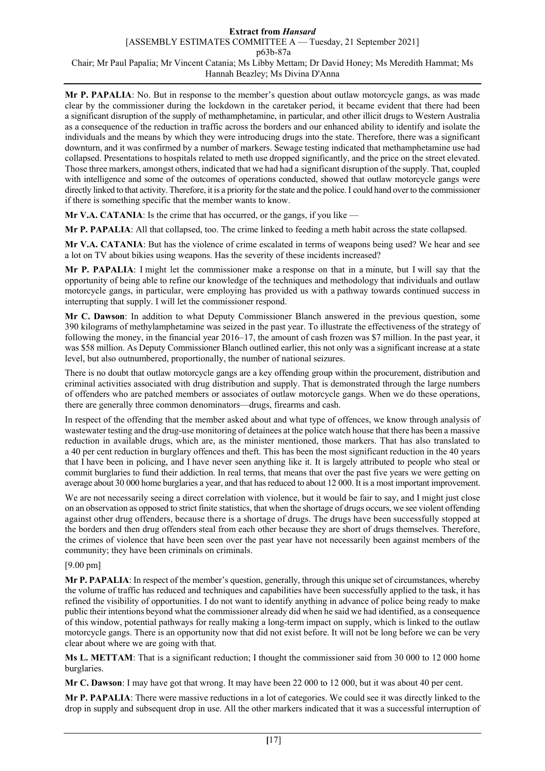**Mr P. PAPALIA**: No. But in response to the member's question about outlaw motorcycle gangs, as was made clear by the commissioner during the lockdown in the caretaker period, it became evident that there had been a significant disruption of the supply of methamphetamine, in particular, and other illicit drugs to Western Australia as a consequence of the reduction in traffic across the borders and our enhanced ability to identify and isolate the individuals and the means by which they were introducing drugs into the state. Therefore, there was a significant downturn, and it was confirmed by a number of markers. Sewage testing indicated that methamphetamine use had collapsed. Presentations to hospitals related to meth use dropped significantly, and the price on the street elevated. Those three markers, amongst others, indicated that we had had a significant disruption of the supply. That, coupled with intelligence and some of the outcomes of operations conducted, showed that outlaw motorcycle gangs were directly linked to that activity. Therefore, it is a priority for the state and the police. I could hand over to the commissioner if there is something specific that the member wants to know.

**Mr V.A. CATANIA**: Is the crime that has occurred, or the gangs, if you like —

**Mr P. PAPALIA**: All that collapsed, too. The crime linked to feeding a meth habit across the state collapsed.

**Mr V.A. CATANIA**: But has the violence of crime escalated in terms of weapons being used? We hear and see a lot on TV about bikies using weapons. Has the severity of these incidents increased?

**Mr P. PAPALIA**: I might let the commissioner make a response on that in a minute, but I will say that the opportunity of being able to refine our knowledge of the techniques and methodology that individuals and outlaw motorcycle gangs, in particular, were employing has provided us with a pathway towards continued success in interrupting that supply. I will let the commissioner respond.

**Mr C. Dawson**: In addition to what Deputy Commissioner Blanch answered in the previous question, some 390 kilograms of methylamphetamine was seized in the past year. To illustrate the effectiveness of the strategy of following the money, in the financial year 2016–17, the amount of cash frozen was $7 million. In the past year, it was $58 million. As Deputy Commissioner Blanch outlined earlier, this not only was a significant increase at a state level, but also outnumbered, proportionally, the number of national seizures.

There is no doubt that outlaw motorcycle gangs are a key offending group within the procurement, distribution and criminal activities associated with drug distribution and supply. That is demonstrated through the large numbers of offenders who are patched members or associates of outlaw motorcycle gangs. When we do these operations, there are generally three common denominators—drugs, firearms and cash.

In respect of the offending that the member asked about and what type of offences, we know through analysis of wastewater testing and the drug-use monitoring of detainees at the police watch house that there has been a massive reduction in available drugs, which are, as the minister mentioned, those markers. That has also translated to a 40 per cent reduction in burglary offences and theft. This has been the most significant reduction in the 40 years that I have been in policing, and I have never seen anything like it. It is largely attributed to people who steal or commit burglaries to fund their addiction. In real terms, that means that over the past five years we were getting on average about 30 000 home burglaries a year, and that has reduced to about 12 000. It is a most important improvement.

We are not necessarily seeing a direct correlation with violence, but it would be fair to say, and I might just close on an observation as opposed to strict finite statistics, that when the shortage of drugs occurs, we see violent offending against other drug offenders, because there is a shortage of drugs. The drugs have been successfully stopped at the borders and then drug offenders steal from each other because they are short of drugs themselves. Therefore, the crimes of violence that have been seen over the past year have not necessarily been against members of the community; they have been criminals on criminals.

[9.00 pm]

**Mr P. PAPALIA**: In respect of the member's question, generally, through this unique set of circumstances, whereby the volume of traffic has reduced and techniques and capabilities have been successfully applied to the task, it has refined the visibility of opportunities. I do not want to identify anything in advance of police being ready to make public their intentions beyond what the commissioner already did when he said we had identified, as a consequence of this window, potential pathways for really making a long-term impact on supply, which is linked to the outlaw motorcycle gangs. There is an opportunity now that did not exist before. It will not be long before we can be very clear about where we are going with that.

**Ms L. METTAM**: That is a significant reduction; I thought the commissioner said from 30 000 to 12 000 home burglaries.

**Mr C. Dawson**: I may have got that wrong. It may have been 22 000 to 12 000, but it was about 40 per cent.

**Mr P. PAPALIA**: There were massive reductions in a lot of categories. We could see it was directly linked to the drop in supply and subsequent drop in use. All the other markers indicated that it was a successful interruption of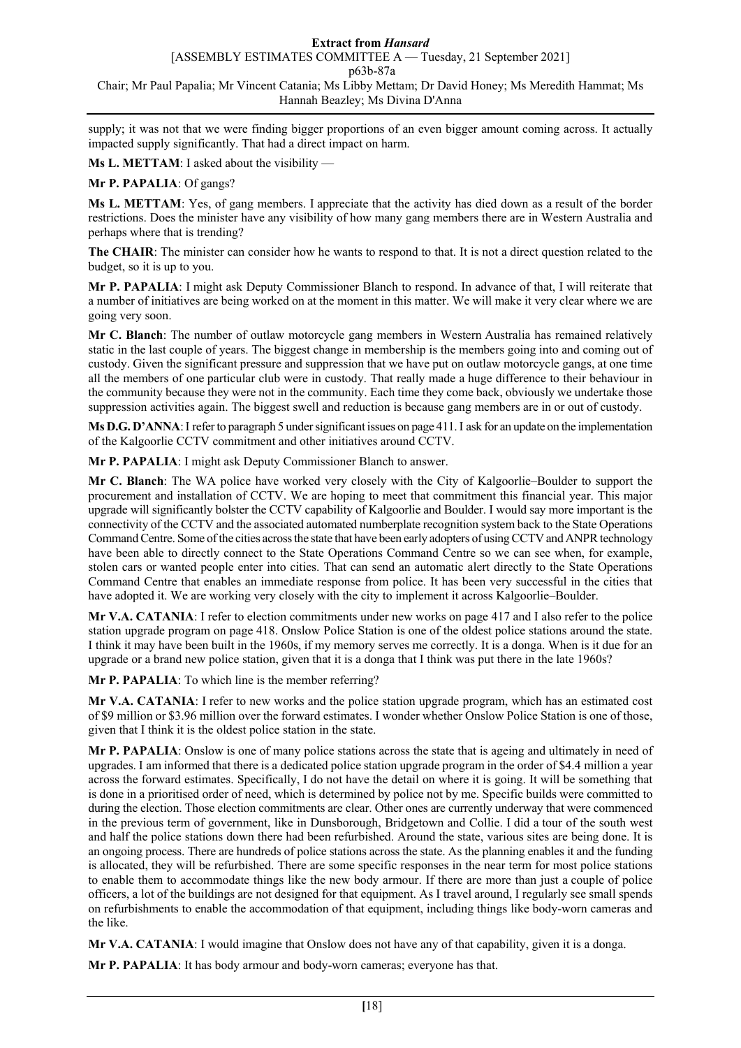supply; it was not that we were finding bigger proportions of an even bigger amount coming across. It actually impacted supply significantly. That had a direct impact on harm.

**Ms L. METTAM**: I asked about the visibility —

**Mr P. PAPALIA**: Of gangs?

**Ms L. METTAM**: Yes, of gang members. I appreciate that the activity has died down as a result of the border restrictions. Does the minister have any visibility of how many gang members there are in Western Australia and perhaps where that is trending?

**The CHAIR**: The minister can consider how he wants to respond to that. It is not a direct question related to the budget, so it is up to you.

**Mr P. PAPALIA**: I might ask Deputy Commissioner Blanch to respond. In advance of that, I will reiterate that a number of initiatives are being worked on at the moment in this matter. We will make it very clear where we are going very soon.

**Mr C. Blanch**: The number of outlaw motorcycle gang members in Western Australia has remained relatively static in the last couple of years. The biggest change in membership is the members going into and coming out of custody. Given the significant pressure and suppression that we have put on outlaw motorcycle gangs, at one time all the members of one particular club were in custody. That really made a huge difference to their behaviour in the community because they were not in the community. Each time they come back, obviously we undertake those suppression activities again. The biggest swell and reduction is because gang members are in or out of custody.

**Ms D.G. D'ANNA**: I refer to paragraph 5 under significant issues on page 411. I ask for an update on the implementation of the Kalgoorlie CCTV commitment and other initiatives around CCTV.

**Mr P. PAPALIA**: I might ask Deputy Commissioner Blanch to answer.

**Mr C. Blanch**: The WA police have worked very closely with the City of Kalgoorlie–Boulder to support the procurement and installation of CCTV. We are hoping to meet that commitment this financial year. This major upgrade will significantly bolster the CCTV capability of Kalgoorlie and Boulder. I would say more important is the connectivity of the CCTV and the associated automated numberplate recognition system back to the State Operations Command Centre. Some of the cities across the state that have been early adopters of using CCTV and ANPR technology have been able to directly connect to the State Operations Command Centre so we can see when, for example, stolen cars or wanted people enter into cities. That can send an automatic alert directly to the State Operations Command Centre that enables an immediate response from police. It has been very successful in the cities that have adopted it. We are working very closely with the city to implement it across Kalgoorlie–Boulder.

**Mr V.A. CATANIA**: I refer to election commitments under new works on page 417 and I also refer to the police station upgrade program on page 418. Onslow Police Station is one of the oldest police stations around the state. I think it may have been built in the 1960s, if my memory serves me correctly. It is a donga. When is it due for an upgrade or a brand new police station, given that it is a donga that I think was put there in the late 1960s?

**Mr P. PAPALIA**: To which line is the member referring?

**Mr V.A. CATANIA**: I refer to new works and the police station upgrade program, which has an estimated cost of $9 million or $3.96 million over the forward estimates. I wonder whether Onslow Police Station is one of those, given that I think it is the oldest police station in the state.

**Mr P. PAPALIA**: Onslow is one of many police stations across the state that is ageing and ultimately in need of upgrades. I am informed that there is a dedicated police station upgrade program in the order of $4.4 million a year across the forward estimates. Specifically, I do not have the detail on where it is going. It will be something that is done in a prioritised order of need, which is determined by police not by me. Specific builds were committed to during the election. Those election commitments are clear. Other ones are currently underway that were commenced in the previous term of government, like in Dunsborough, Bridgetown and Collie. I did a tour of the south west and half the police stations down there had been refurbished. Around the state, various sites are being done. It is an ongoing process. There are hundreds of police stations across the state. As the planning enables it and the funding is allocated, they will be refurbished. There are some specific responses in the near term for most police stations to enable them to accommodate things like the new body armour. If there are more than just a couple of police officers, a lot of the buildings are not designed for that equipment. As I travel around, I regularly see small spends on refurbishments to enable the accommodation of that equipment, including things like body-worn cameras and the like.

**Mr V.A. CATANIA**: I would imagine that Onslow does not have any of that capability, given it is a donga.

**Mr P. PAPALIA**: It has body armour and body-worn cameras; everyone has that.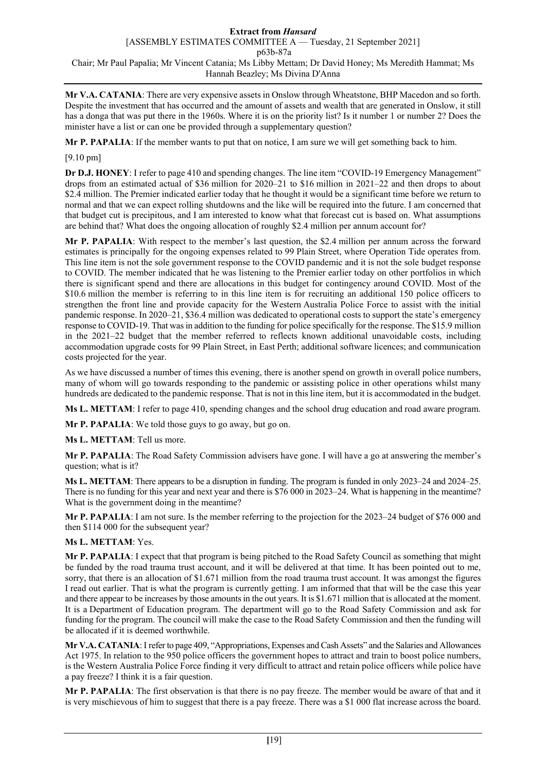**Mr V.A. CATANIA**: There are very expensive assets in Onslow through Wheatstone, BHP Macedon and so forth. Despite the investment that has occurred and the amount of assets and wealth that are generated in Onslow, it still has a donga that was put there in the 1960s. Where it is on the priority list? Is it number 1 or number 2? Does the minister have a list or can one be provided through a supplementary question?

**Mr P. PAPALIA**: If the member wants to put that on notice, I am sure we will get something back to him.

[9.10 pm]

**Dr D.J. HONEY**: I refer to page 410 and spending changes. The line item "COVID-19 Emergency Management" drops from an estimated actual of $36 million for 2020–21 to $16 million in 2021–22 and then drops to about $2.4 million. The Premier indicated earlier today that he thought it would be a significant time before we return to normal and that we can expect rolling shutdowns and the like will be required into the future. I am concerned that that budget cut is precipitous, and I am interested to know what that forecast cut is based on. What assumptions are behind that? What does the ongoing allocation of roughly $2.4 million per annum account for?

**Mr P. PAPALIA**: With respect to the member's last question, the $2.4 million per annum across the forward estimates is principally for the ongoing expenses related to 99 Plain Street, where Operation Tide operates from. This line item is not the sole government response to the COVID pandemic and it is not the sole budget response to COVID. The member indicated that he was listening to the Premier earlier today on other portfolios in which there is significant spend and there are allocations in this budget for contingency around COVID. Most of the $10.6 million the member is referring to in this line item is for recruiting an additional 150 police officers to strengthen the front line and provide capacity for the Western Australia Police Force to assist with the initial pandemic response. In 2020–21, $36.4 million was dedicated to operational costs to support the state's emergency response to COVID-19. That was in addition to the funding for police specifically for the response. The $15.9 million in the 2021–22 budget that the member referred to reflects known additional unavoidable costs, including accommodation upgrade costs for 99 Plain Street, in East Perth; additional software licences; and communication costs projected for the year.

As we have discussed a number of times this evening, there is another spend on growth in overall police numbers, many of whom will go towards responding to the pandemic or assisting police in other operations whilst many hundreds are dedicated to the pandemic response. That is not in this line item, but it is accommodated in the budget.

**Ms L. METTAM**: I refer to page 410, spending changes and the school drug education and road aware program.

**Mr P. PAPALIA**: We told those guys to go away, but go on.

**Ms L. METTAM**: Tell us more.

**Mr P. PAPALIA**: The Road Safety Commission advisers have gone. I will have a go at answering the member's question; what is it?

**Ms L. METTAM**: There appears to be a disruption in funding. The program is funded in only 2023–24 and 2024–25. There is no funding for this year and next year and there is $76 000 in 2023–24. What is happening in the meantime? What is the government doing in the meantime?

**Mr P. PAPALIA**: I am not sure. Is the member referring to the projection for the 2023–24 budget of $76 000 and then $114 000 for the subsequent year?

**Ms L. METTAM**: Yes.

**Mr P. PAPALIA**: I expect that that program is being pitched to the Road Safety Council as something that might be funded by the road trauma trust account, and it will be delivered at that time. It has been pointed out to me, sorry, that there is an allocation of $1.671 million from the road trauma trust account. It was amongst the figures I read out earlier. That is what the program is currently getting. I am informed that that will be the case this year and there appear to be increases by those amounts in the out years. It is $1.671 million that is allocated at the moment. It is a Department of Education program. The department will go to the Road Safety Commission and ask for funding for the program. The council will make the case to the Road Safety Commission and then the funding will be allocated if it is deemed worthwhile.

**Mr V.A. CATANIA**: I refer to page 409, "Appropriations, Expenses and Cash Assets" and the Salaries and Allowances Act 1975. In relation to the 950 police officers the government hopes to attract and train to boost police numbers, is the Western Australia Police Force finding it very difficult to attract and retain police officers while police have a pay freeze? I think it is a fair question.

**Mr P. PAPALIA**: The first observation is that there is no pay freeze. The member would be aware of that and it is very mischievous of him to suggest that there is a pay freeze. There was a $1 000 flat increase across the board.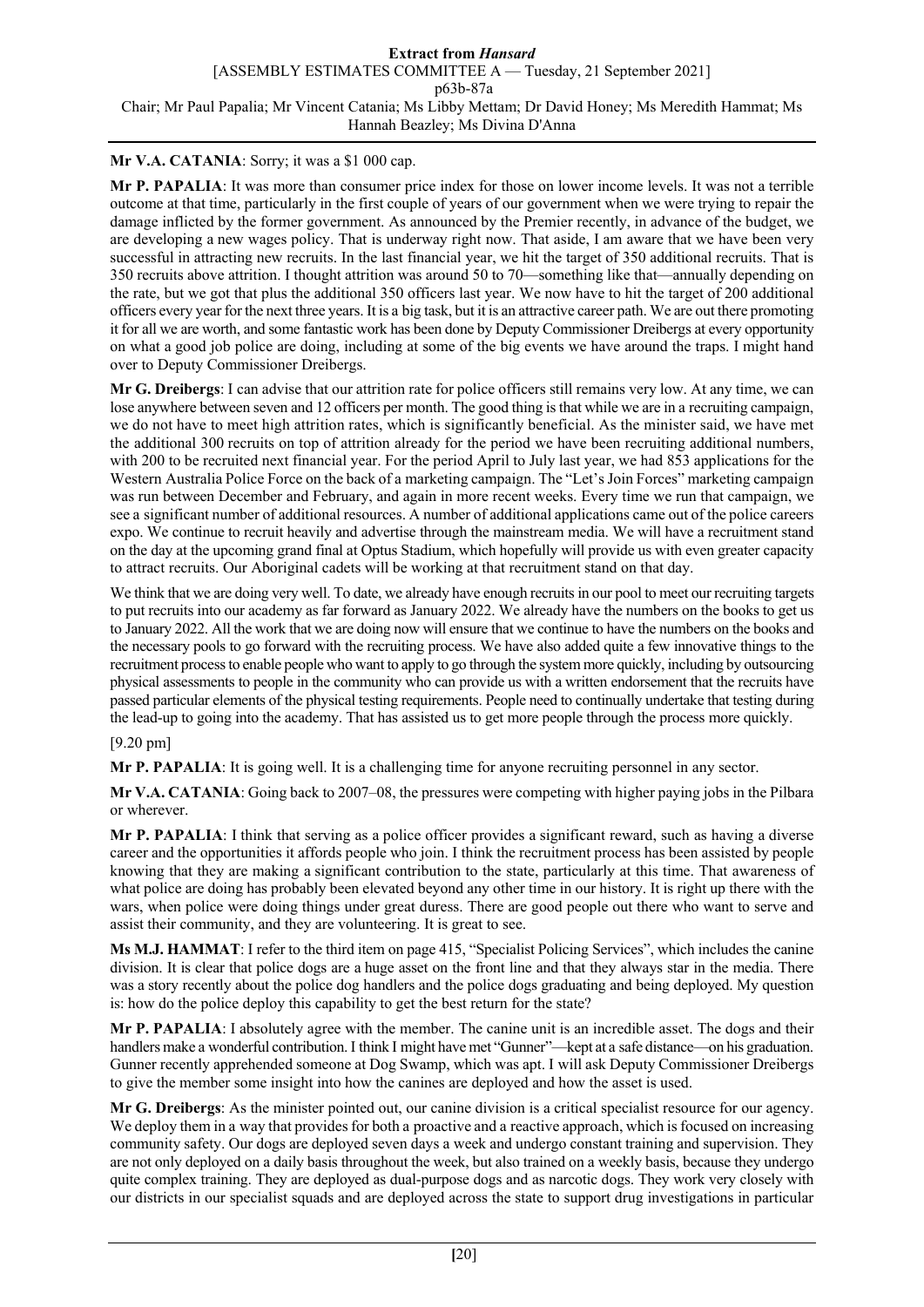**Mr V.A. CATANIA**: Sorry; it was a $1 000 cap.

**Mr P. PAPALIA**: It was more than consumer price index for those on lower income levels. It was not a terrible outcome at that time, particularly in the first couple of years of our government when we were trying to repair the damage inflicted by the former government. As announced by the Premier recently, in advance of the budget, we are developing a new wages policy. That is underway right now. That aside, I am aware that we have been very successful in attracting new recruits. In the last financial year, we hit the target of 350 additional recruits. That is 350 recruits above attrition. I thought attrition was around 50 to 70—something like that—annually depending on the rate, but we got that plus the additional 350 officers last year. We now have to hit the target of 200 additional officers every year for the next three years. It is a big task, but it is an attractive career path. We are out there promoting it for all we are worth, and some fantastic work has been done by Deputy Commissioner Dreibergs at every opportunity on what a good job police are doing, including at some of the big events we have around the traps. I might hand over to Deputy Commissioner Dreibergs.

**Mr G. Dreibergs**: I can advise that our attrition rate for police officers still remains very low. At any time, we can lose anywhere between seven and 12 officers per month. The good thing is that while we are in a recruiting campaign, we do not have to meet high attrition rates, which is significantly beneficial. As the minister said, we have met the additional 300 recruits on top of attrition already for the period we have been recruiting additional numbers, with 200 to be recruited next financial year. For the period April to July last year, we had 853 applications for the Western Australia Police Force on the back of a marketing campaign. The "Let's Join Forces" marketing campaign was run between December and February, and again in more recent weeks. Every time we run that campaign, we see a significant number of additional resources. A number of additional applications came out of the police careers expo. We continue to recruit heavily and advertise through the mainstream media. We will have a recruitment stand on the day at the upcoming grand final at Optus Stadium, which hopefully will provide us with even greater capacity to attract recruits. Our Aboriginal cadets will be working at that recruitment stand on that day.

We think that we are doing very well. To date, we already have enough recruits in our pool to meet our recruiting targets to put recruits into our academy as far forward as January 2022. We already have the numbers on the books to get us to January 2022. All the work that we are doing now will ensure that we continue to have the numbers on the books and the necessary pools to go forward with the recruiting process. We have also added quite a few innovative things to the recruitment process to enable people who want to apply to go through the system more quickly, including by outsourcing physical assessments to people in the community who can provide us with a written endorsement that the recruits have passed particular elements of the physical testing requirements. People need to continually undertake that testing during the lead-up to going into the academy. That has assisted us to get more people through the process more quickly.

[9.20 pm]

**Mr P. PAPALIA**: It is going well. It is a challenging time for anyone recruiting personnel in any sector.

**Mr V.A. CATANIA**: Going back to 2007–08, the pressures were competing with higher paying jobs in the Pilbara or wherever.

**Mr P. PAPALIA**: I think that serving as a police officer provides a significant reward, such as having a diverse career and the opportunities it affords people who join. I think the recruitment process has been assisted by people knowing that they are making a significant contribution to the state, particularly at this time. That awareness of what police are doing has probably been elevated beyond any other time in our history. It is right up there with the wars, when police were doing things under great duress. There are good people out there who want to serve and assist their community, and they are volunteering. It is great to see.

**Ms M.J. HAMMAT**: I refer to the third item on page 415, "Specialist Policing Services", which includes the canine division. It is clear that police dogs are a huge asset on the front line and that they always star in the media. There was a story recently about the police dog handlers and the police dogs graduating and being deployed. My question is: how do the police deploy this capability to get the best return for the state?

**Mr P. PAPALIA**: I absolutely agree with the member. The canine unit is an incredible asset. The dogs and their handlers make a wonderful contribution. I think I might have met "Gunner"—kept at a safe distance—on his graduation. Gunner recently apprehended someone at Dog Swamp, which was apt. I will ask Deputy Commissioner Dreibergs to give the member some insight into how the canines are deployed and how the asset is used.

**Mr G. Dreibergs**: As the minister pointed out, our canine division is a critical specialist resource for our agency. We deploy them in a way that provides for both a proactive and a reactive approach, which is focused on increasing community safety. Our dogs are deployed seven days a week and undergo constant training and supervision. They are not only deployed on a daily basis throughout the week, but also trained on a weekly basis, because they undergo quite complex training. They are deployed as dual-purpose dogs and as narcotic dogs. They work very closely with our districts in our specialist squads and are deployed across the state to support drug investigations in particular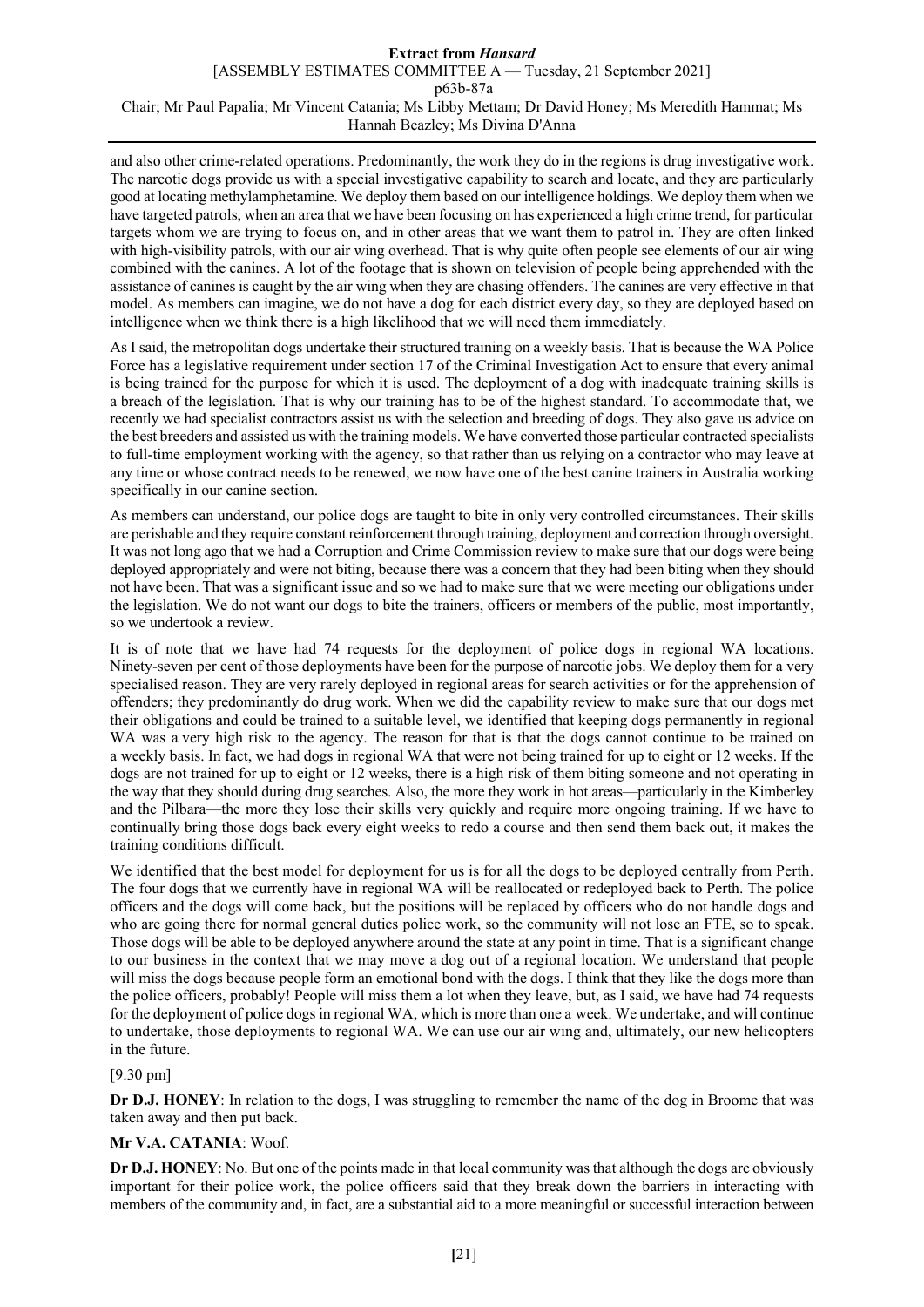and also other crime-related operations. Predominantly, the work they do in the regions is drug investigative work. The narcotic dogs provide us with a special investigative capability to search and locate, and they are particularly good at locating methylamphetamine. We deploy them based on our intelligence holdings. We deploy them when we have targeted patrols, when an area that we have been focusing on has experienced a high crime trend, for particular targets whom we are trying to focus on, and in other areas that we want them to patrol in. They are often linked with high-visibility patrols, with our air wing overhead. That is why quite often people see elements of our air wing combined with the canines. A lot of the footage that is shown on television of people being apprehended with the assistance of canines is caught by the air wing when they are chasing offenders. The canines are very effective in that model. As members can imagine, we do not have a dog for each district every day, so they are deployed based on intelligence when we think there is a high likelihood that we will need them immediately.

As I said, the metropolitan dogs undertake their structured training on a weekly basis. That is because the WA Police Force has a legislative requirement under section 17 of the Criminal Investigation Act to ensure that every animal is being trained for the purpose for which it is used. The deployment of a dog with inadequate training skills is a breach of the legislation. That is why our training has to be of the highest standard. To accommodate that, we recently we had specialist contractors assist us with the selection and breeding of dogs. They also gave us advice on the best breeders and assisted us with the training models. We have converted those particular contracted specialists to full-time employment working with the agency, so that rather than us relying on a contractor who may leave at any time or whose contract needs to be renewed, we now have one of the best canine trainers in Australia working specifically in our canine section.

As members can understand, our police dogs are taught to bite in only very controlled circumstances. Their skills are perishable and they require constant reinforcement through training, deployment and correction through oversight. It was not long ago that we had a Corruption and Crime Commission review to make sure that our dogs were being deployed appropriately and were not biting, because there was a concern that they had been biting when they should not have been. That was a significant issue and so we had to make sure that we were meeting our obligations under the legislation. We do not want our dogs to bite the trainers, officers or members of the public, most importantly, so we undertook a review.

It is of note that we have had 74 requests for the deployment of police dogs in regional WA locations. Ninety-seven per cent of those deployments have been for the purpose of narcotic jobs. We deploy them for a very specialised reason. They are very rarely deployed in regional areas for search activities or for the apprehension of offenders; they predominantly do drug work. When we did the capability review to make sure that our dogs met their obligations and could be trained to a suitable level, we identified that keeping dogs permanently in regional WA was a very high risk to the agency. The reason for that is that the dogs cannot continue to be trained on a weekly basis. In fact, we had dogs in regional WA that were not being trained for up to eight or 12 weeks. If the dogs are not trained for up to eight or 12 weeks, there is a high risk of them biting someone and not operating in the way that they should during drug searches. Also, the more they work in hot areas—particularly in the Kimberley and the Pilbara—the more they lose their skills very quickly and require more ongoing training. If we have to continually bring those dogs back every eight weeks to redo a course and then send them back out, it makes the training conditions difficult.

We identified that the best model for deployment for us is for all the dogs to be deployed centrally from Perth. The four dogs that we currently have in regional WA will be reallocated or redeployed back to Perth. The police officers and the dogs will come back, but the positions will be replaced by officers who do not handle dogs and who are going there for normal general duties police work, so the community will not lose an FTE, so to speak. Those dogs will be able to be deployed anywhere around the state at any point in time. That is a significant change to our business in the context that we may move a dog out of a regional location. We understand that people will miss the dogs because people form an emotional bond with the dogs. I think that they like the dogs more than the police officers, probably! People will miss them a lot when they leave, but, as I said, we have had 74 requests for the deployment of police dogs in regional WA, which is more than one a week. We undertake, and will continue to undertake, those deployments to regional WA. We can use our air wing and, ultimately, our new helicopters in the future.

[9.30 pm]

**Dr D.J. HONEY**: In relation to the dogs, I was struggling to remember the name of the dog in Broome that was taken away and then put back.

**Mr V.A. CATANIA**: Woof.

**Dr D.J. HONEY**: No. But one of the points made in that local community was that although the dogs are obviously important for their police work, the police officers said that they break down the barriers in interacting with members of the community and, in fact, are a substantial aid to a more meaningful or successful interaction between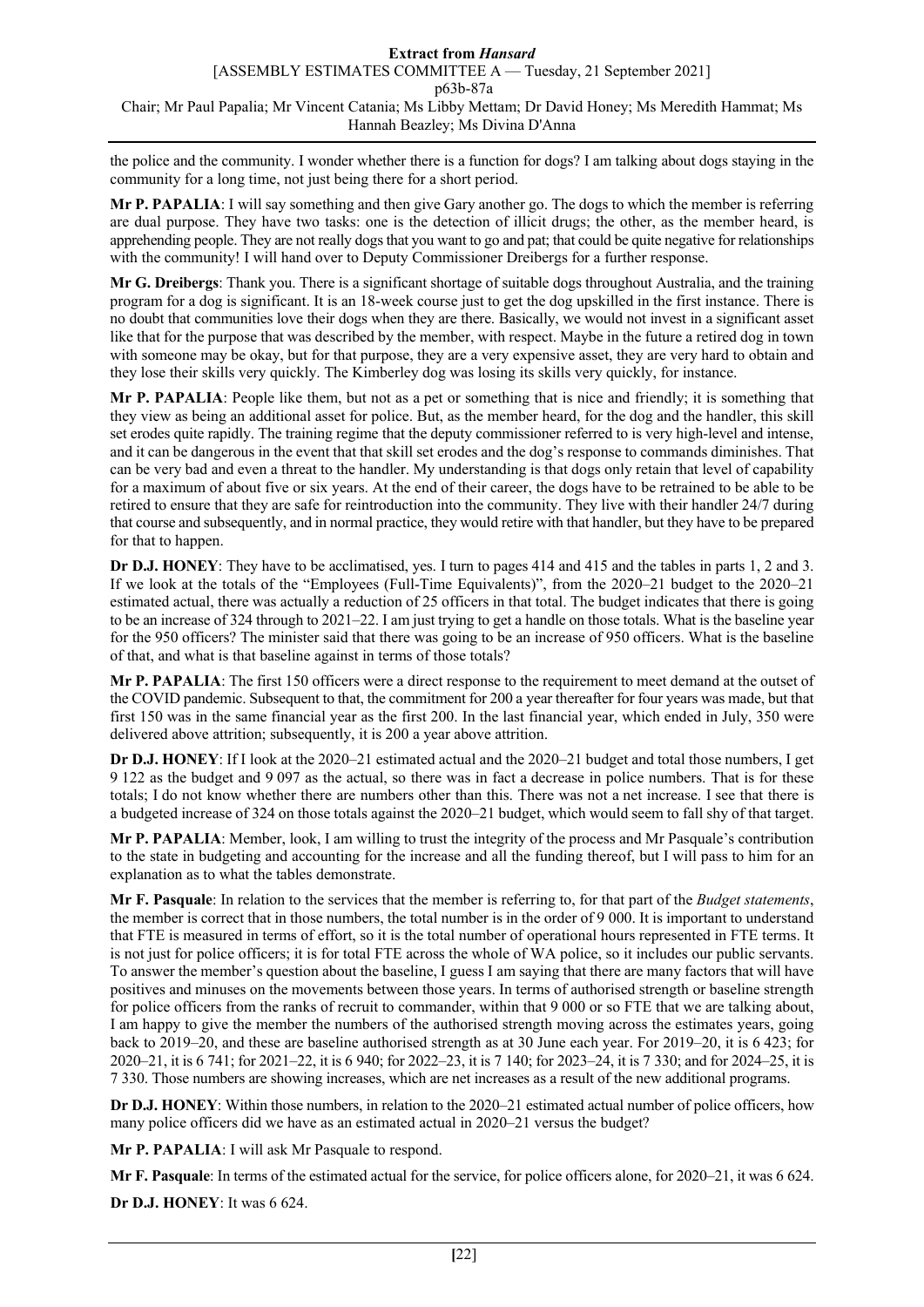the police and the community. I wonder whether there is a function for dogs? I am talking about dogs staying in the community for a long time, not just being there for a short period.

**Mr P. PAPALIA**: I will say something and then give Gary another go. The dogs to which the member is referring are dual purpose. They have two tasks: one is the detection of illicit drugs; the other, as the member heard, is apprehending people. They are not really dogs that you want to go and pat; that could be quite negative for relationships with the community! I will hand over to Deputy Commissioner Dreibergs for a further response.

**Mr G. Dreibergs**: Thank you. There is a significant shortage of suitable dogs throughout Australia, and the training program for a dog is significant. It is an 18-week course just to get the dog upskilled in the first instance. There is no doubt that communities love their dogs when they are there. Basically, we would not invest in a significant asset like that for the purpose that was described by the member, with respect. Maybe in the future a retired dog in town with someone may be okay, but for that purpose, they are a very expensive asset, they are very hard to obtain and they lose their skills very quickly. The Kimberley dog was losing its skills very quickly, for instance.

**Mr P. PAPALIA**: People like them, but not as a pet or something that is nice and friendly; it is something that they view as being an additional asset for police. But, as the member heard, for the dog and the handler, this skill set erodes quite rapidly. The training regime that the deputy commissioner referred to is very high-level and intense, and it can be dangerous in the event that that skill set erodes and the dog's response to commands diminishes. That can be very bad and even a threat to the handler. My understanding is that dogs only retain that level of capability for a maximum of about five or six years. At the end of their career, the dogs have to be retrained to be able to be retired to ensure that they are safe for reintroduction into the community. They live with their handler 24/7 during that course and subsequently, and in normal practice, they would retire with that handler, but they have to be prepared for that to happen.

**Dr D.J. HONEY**: They have to be acclimatised, yes. I turn to pages 414 and 415 and the tables in parts 1, 2 and 3. If we look at the totals of the "Employees (Full-Time Equivalents)", from the 2020–21 budget to the 2020–21 estimated actual, there was actually a reduction of 25 officers in that total. The budget indicates that there is going to be an increase of 324 through to 2021–22. I am just trying to get a handle on those totals. What is the baseline year for the 950 officers? The minister said that there was going to be an increase of 950 officers. What is the baseline of that, and what is that baseline against in terms of those totals?

**Mr P. PAPALIA**: The first 150 officers were a direct response to the requirement to meet demand at the outset of the COVID pandemic. Subsequent to that, the commitment for 200 a year thereafter for four years was made, but that first 150 was in the same financial year as the first 200. In the last financial year, which ended in July, 350 were delivered above attrition; subsequently, it is 200 a year above attrition.

**Dr D.J. HONEY**: If I look at the 2020–21 estimated actual and the 2020–21 budget and total those numbers, I get 9 122 as the budget and 9 097 as the actual, so there was in fact a decrease in police numbers. That is for these totals; I do not know whether there are numbers other than this. There was not a net increase. I see that there is a budgeted increase of 324 on those totals against the 2020–21 budget, which would seem to fall shy of that target.

**Mr P. PAPALIA**: Member, look, I am willing to trust the integrity of the process and Mr Pasquale's contribution to the state in budgeting and accounting for the increase and all the funding thereof, but I will pass to him for an explanation as to what the tables demonstrate.

**Mr F. Pasquale**: In relation to the services that the member is referring to, for that part of the *Budget statements*, the member is correct that in those numbers, the total number is in the order of 9 000. It is important to understand that FTE is measured in terms of effort, so it is the total number of operational hours represented in FTE terms. It is not just for police officers; it is for total FTE across the whole of WA police, so it includes our public servants. To answer the member's question about the baseline, I guess I am saying that there are many factors that will have positives and minuses on the movements between those years. In terms of authorised strength or baseline strength for police officers from the ranks of recruit to commander, within that 9 000 or so FTE that we are talking about, I am happy to give the member the numbers of the authorised strength moving across the estimates years, going back to 2019–20, and these are baseline authorised strength as at 30 June each year. For 2019–20, it is 6 423; for 2020–21, it is 6 741; for 2021–22, it is 6 940; for 2022–23, it is 7 140; for 2023–24, it is 7 330; and for 2024–25, it is 7 330. Those numbers are showing increases, which are net increases as a result of the new additional programs.

**Dr D.J. HONEY**: Within those numbers, in relation to the 2020–21 estimated actual number of police officers, how many police officers did we have as an estimated actual in 2020–21 versus the budget?

**Mr P. PAPALIA**: I will ask Mr Pasquale to respond.

**Mr F. Pasquale**: In terms of the estimated actual for the service, for police officers alone, for 2020–21, it was 6 624.

**Dr D.J. HONEY**: It was 6 624.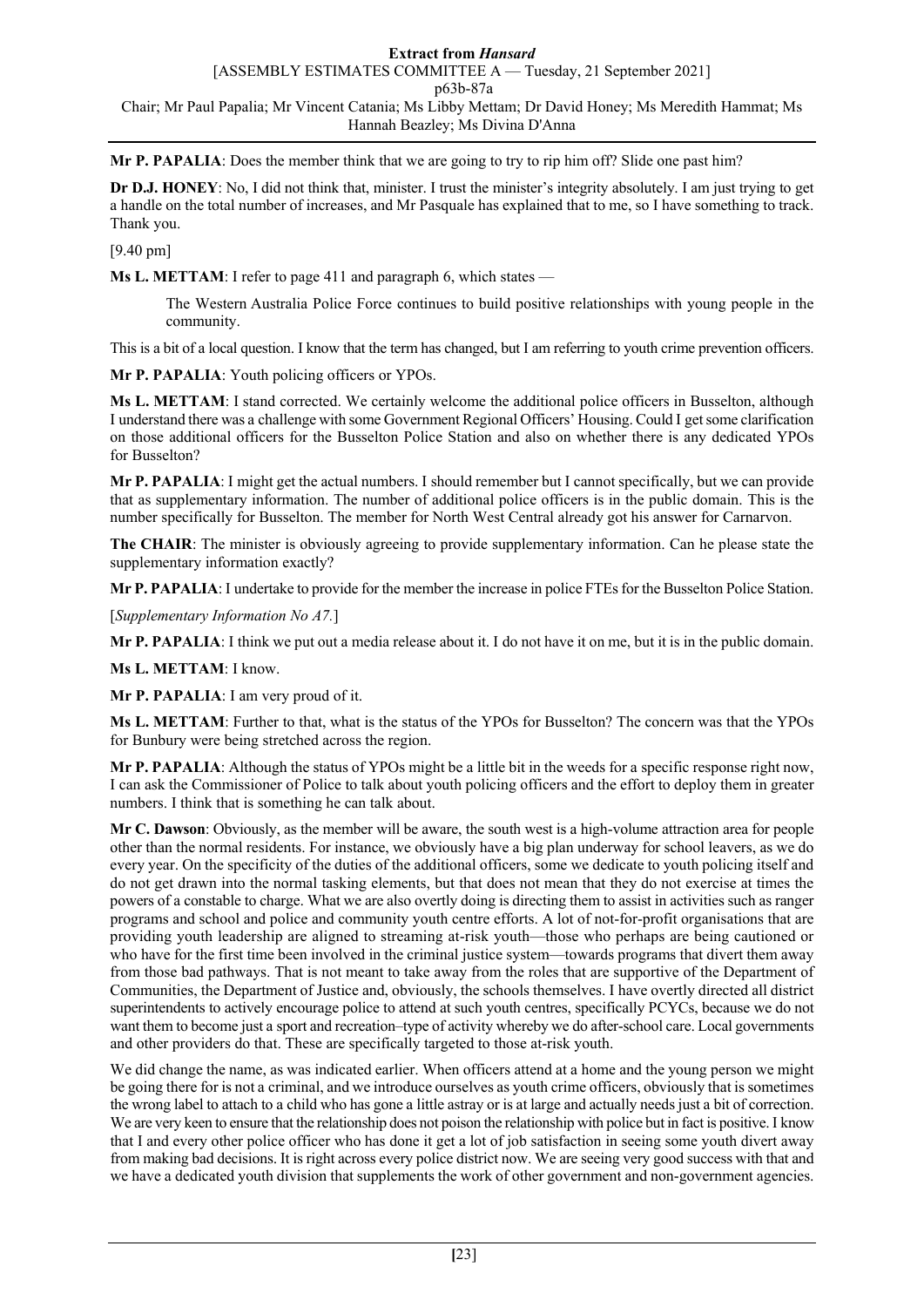**Mr P. PAPALIA**: Does the member think that we are going to try to rip him off? Slide one past him?

**Dr D.J. HONEY**: No, I did not think that, minister. I trust the minister's integrity absolutely. I am just trying to get a handle on the total number of increases, and Mr Pasquale has explained that to me, so I have something to track. Thank you.

[9.40 pm]

**Ms L. METTAM**: I refer to page 411 and paragraph 6, which states —

> The Western Australia Police Force continues to build positive relationships with young people in the community.

This is a bit of a local question. I know that the term has changed, but I am referring to youth crime prevention officers.

**Mr P. PAPALIA**: Youth policing officers or YPOs.

**Ms L. METTAM**: I stand corrected. We certainly welcome the additional police officers in Busselton, although I understand there was a challenge with some Government Regional Officers' Housing. Could I get some clarification on those additional officers for the Busselton Police Station and also on whether there is any dedicated YPOs for Busselton?

**Mr P. PAPALIA**: I might get the actual numbers. I should remember but I cannot specifically, but we can provide that as supplementary information. The number of additional police officers is in the public domain. This is the number specifically for Busselton. The member for North West Central already got his answer for Carnarvon.

**The CHAIR**: The minister is obviously agreeing to provide supplementary information. Can he please state the supplementary information exactly?

**Mr P. PAPALIA**: I undertake to provide for the member the increase in police FTEs for the Busselton Police Station.

[*Supplementary Information No A7.*]

**Mr P. PAPALIA**: I think we put out a media release about it. I do not have it on me, but it is in the public domain.

**Ms L. METTAM**: I know.

**Mr P. PAPALIA**: I am very proud of it.

**Ms L. METTAM**: Further to that, what is the status of the YPOs for Busselton? The concern was that the YPOs for Bunbury were being stretched across the region.

**Mr P. PAPALIA**: Although the status of YPOs might be a little bit in the weeds for a specific response right now, I can ask the Commissioner of Police to talk about youth policing officers and the effort to deploy them in greater numbers. I think that is something he can talk about.

**Mr C. Dawson**: Obviously, as the member will be aware, the south west is a high-volume attraction area for people other than the normal residents. For instance, we obviously have a big plan underway for school leavers, as we do every year. On the specificity of the duties of the additional officers, some we dedicate to youth policing itself and do not get drawn into the normal tasking elements, but that does not mean that they do not exercise at times the powers of a constable to charge. What we are also overtly doing is directing them to assist in activities such as ranger programs and school and police and community youth centre efforts. A lot of not-for-profit organisations that are providing youth leadership are aligned to streaming at-risk youth—those who perhaps are being cautioned or who have for the first time been involved in the criminal justice system—towards programs that divert them away from those bad pathways. That is not meant to take away from the roles that are supportive of the Department of Communities, the Department of Justice and, obviously, the schools themselves. I have overtly directed all district superintendents to actively encourage police to attend at such youth centres, specifically PCYCs, because we do not want them to become just a sport and recreation–type of activity whereby we do after-school care. Local governments and other providers do that. These are specifically targeted to those at-risk youth.

We did change the name, as was indicated earlier. When officers attend at a home and the young person we might be going there for is not a criminal, and we introduce ourselves as youth crime officers, obviously that is sometimes the wrong label to attach to a child who has gone a little astray or is at large and actually needs just a bit of correction. We are very keen to ensure that the relationship does not poison the relationship with police but in fact is positive. I know that I and every other police officer who has done it get a lot of job satisfaction in seeing some youth divert away from making bad decisions. It is right across every police district now. We are seeing very good success with that and we have a dedicated youth division that supplements the work of other government and non-government agencies.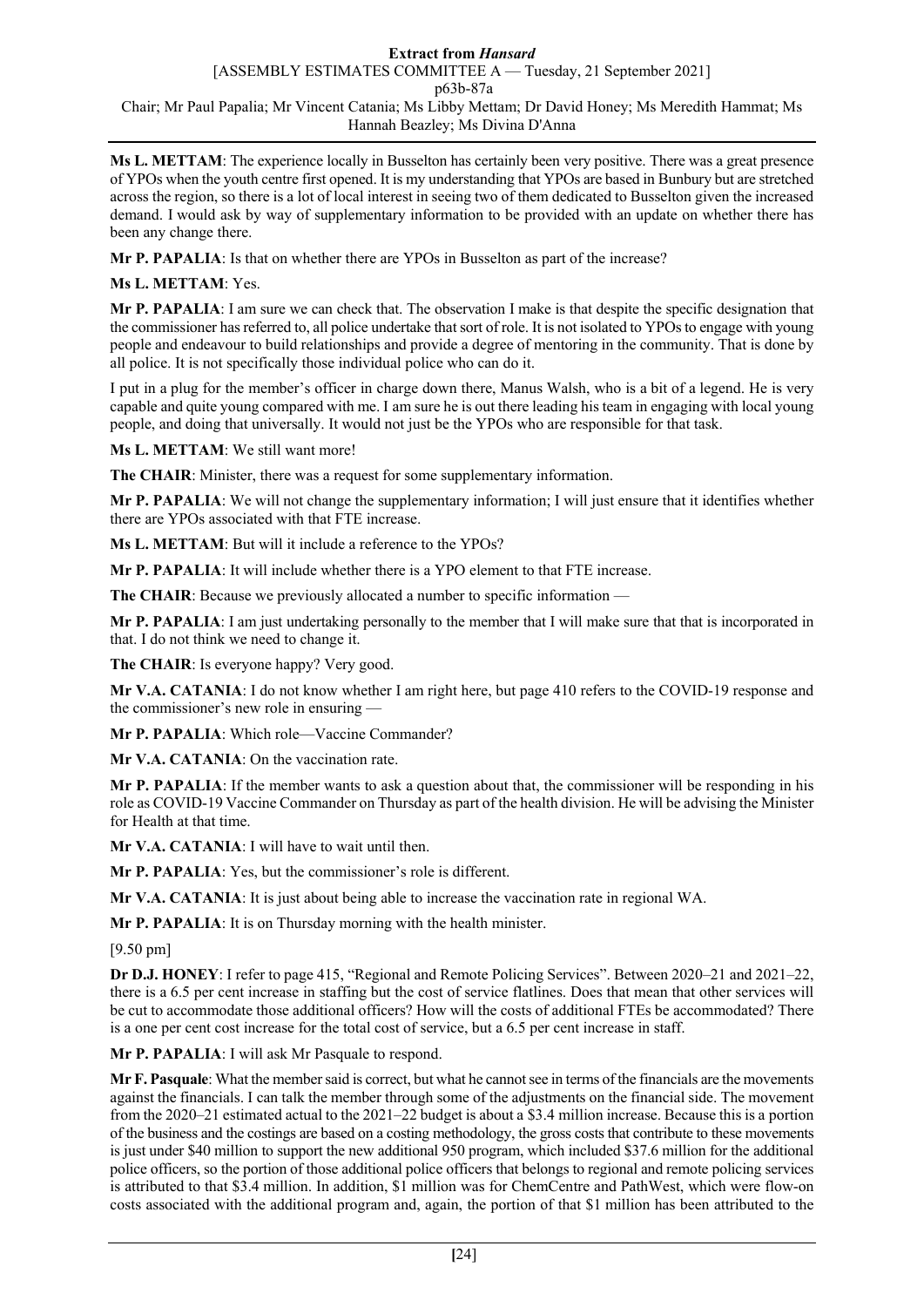**Ms L. METTAM**: The experience locally in Busselton has certainly been very positive. There was a great presence of YPOs when the youth centre first opened. It is my understanding that YPOs are based in Bunbury but are stretched across the region, so there is a lot of local interest in seeing two of them dedicated to Busselton given the increased demand. I would ask by way of supplementary information to be provided with an update on whether there has been any change there.

**Mr P. PAPALIA**: Is that on whether there are YPOs in Busselton as part of the increase?

**Ms L. METTAM**: Yes.

**Mr P. PAPALIA**: I am sure we can check that. The observation I make is that despite the specific designation that the commissioner has referred to, all police undertake that sort of role. It is not isolated to YPOs to engage with young people and endeavour to build relationships and provide a degree of mentoring in the community. That is done by all police. It is not specifically those individual police who can do it.

I put in a plug for the member's officer in charge down there, Manus Walsh, who is a bit of a legend. He is very capable and quite young compared with me. I am sure he is out there leading his team in engaging with local young people, and doing that universally. It would not just be the YPOs who are responsible for that task.

**Ms L. METTAM**: We still want more!

**The CHAIR**: Minister, there was a request for some supplementary information.

**Mr P. PAPALIA**: We will not change the supplementary information; I will just ensure that it identifies whether there are YPOs associated with that FTE increase.

**Ms L. METTAM**: But will it include a reference to the YPOs?

**Mr P. PAPALIA**: It will include whether there is a YPO element to that FTE increase.

**The CHAIR**: Because we previously allocated a number to specific information —

**Mr P. PAPALIA**: I am just undertaking personally to the member that I will make sure that that is incorporated in that. I do not think we need to change it.

**The CHAIR**: Is everyone happy? Very good.

**Mr V.A. CATANIA**: I do not know whether I am right here, but page 410 refers to the COVID-19 response and the commissioner's new role in ensuring —

**Mr P. PAPALIA**: Which role—Vaccine Commander?

**Mr V.A. CATANIA**: On the vaccination rate.

**Mr P. PAPALIA**: If the member wants to ask a question about that, the commissioner will be responding in his role as COVID-19 Vaccine Commander on Thursday as part of the health division. He will be advising the Minister for Health at that time.

**Mr V.A. CATANIA**: I will have to wait until then.

**Mr P. PAPALIA**: Yes, but the commissioner's role is different.

**Mr V.A. CATANIA**: It is just about being able to increase the vaccination rate in regional WA.

**Mr P. PAPALIA**: It is on Thursday morning with the health minister.

[9.50 pm]

**Dr D.J. HONEY**: I refer to page 415, "Regional and Remote Policing Services". Between 2020–21 and 2021–22, there is a 6.5 per cent increase in staffing but the cost of service flatlines. Does that mean that other services will be cut to accommodate those additional officers? How will the costs of additional FTEs be accommodated? There is a one per cent cost increase for the total cost of service, but a 6.5 per cent increase in staff.

**Mr P. PAPALIA**: I will ask Mr Pasquale to respond.

**Mr F. Pasquale**: What the member said is correct, but what he cannot see in terms of the financials are the movements against the financials. I can talk the member through some of the adjustments on the financial side. The movement from the 2020–21 estimated actual to the 2021–22 budget is about a $3.4 million increase. Because this is a portion of the business and the costings are based on a costing methodology, the gross costs that contribute to these movements is just under $40 million to support the new additional 950 program, which included $37.6 million for the additional police officers, so the portion of those additional police officers that belongs to regional and remote policing services is attributed to that $3.4 million. In addition, $1 million was for ChemCentre and PathWest, which were flow-on costs associated with the additional program and, again, the portion of that $1 million has been attributed to the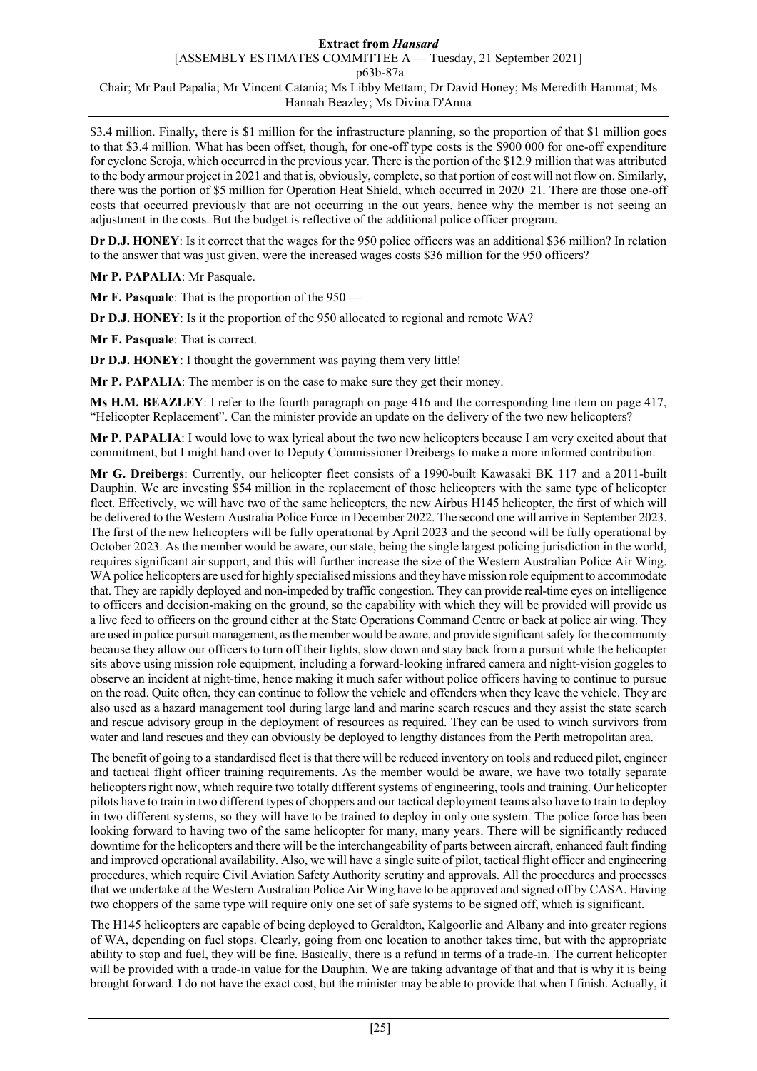$3.4 million. Finally, there is $1 million for the infrastructure planning, so the proportion of that $1 million goes to that $3.4 million. What has been offset, though, for one-off type costs is the $900 000 for one-off expenditure for cyclone Seroja, which occurred in the previous year. There is the portion of the $12.9 million that was attributed to the body armour project in 2021 and that is, obviously, complete, so that portion of cost will not flow on. Similarly, there was the portion of $5 million for Operation Heat Shield, which occurred in 2020–21. There are those one-off costs that occurred previously that are not occurring in the out years, hence why the member is not seeing an adjustment in the costs. But the budget is reflective of the additional police officer program.

**Dr D.J. HONEY**: Is it correct that the wages for the 950 police officers was an additional $36 million? In relation to the answer that was just given, were the increased wages costs $36 million for the 950 officers?

**Mr P. PAPALIA**: Mr Pasquale.

**Mr F. Pasquale**: That is the proportion of the 950 —

**Dr D.J. HONEY**: Is it the proportion of the 950 allocated to regional and remote WA?

**Mr F. Pasquale**: That is correct.

**Dr D.J. HONEY**: I thought the government was paying them very little!

**Mr P. PAPALIA**: The member is on the case to make sure they get their money.

**Ms H.M. BEAZLEY**: I refer to the fourth paragraph on page 416 and the corresponding line item on page 417, "Helicopter Replacement". Can the minister provide an update on the delivery of the two new helicopters?

**Mr P. PAPALIA**: I would love to wax lyrical about the two new helicopters because I am very excited about that commitment, but I might hand over to Deputy Commissioner Dreibergs to make a more informed contribution.

**Mr G. Dreibergs**: Currently, our helicopter fleet consists of a 1990-built Kawasaki BK 117 and a 2011-built Dauphin. We are investing $54 million in the replacement of those helicopters with the same type of helicopter fleet. Effectively, we will have two of the same helicopters, the new Airbus H145 helicopter, the first of which will be delivered to the Western Australia Police Force in December 2022. The second one will arrive in September 2023. The first of the new helicopters will be fully operational by April 2023 and the second will be fully operational by October 2023. As the member would be aware, our state, being the single largest policing jurisdiction in the world, requires significant air support, and this will further increase the size of the Western Australian Police Air Wing. WA police helicopters are used for highly specialised missions and they have mission role equipment to accommodate that. They are rapidly deployed and non-impeded by traffic congestion. They can provide real-time eyes on intelligence to officers and decision-making on the ground, so the capability with which they will be provided will provide us a live feed to officers on the ground either at the State Operations Command Centre or back at police air wing. They are used in police pursuit management, as the member would be aware, and provide significant safety for the community because they allow our officers to turn off their lights, slow down and stay back from a pursuit while the helicopter sits above using mission role equipment, including a forward-looking infrared camera and night-vision goggles to observe an incident at night-time, hence making it much safer without police officers having to continue to pursue on the road. Quite often, they can continue to follow the vehicle and offenders when they leave the vehicle. They are also used as a hazard management tool during large land and marine search rescues and they assist the state search and rescue advisory group in the deployment of resources as required. They can be used to winch survivors from water and land rescues and they can obviously be deployed to lengthy distances from the Perth metropolitan area.

The benefit of going to a standardised fleet is that there will be reduced inventory on tools and reduced pilot, engineer and tactical flight officer training requirements. As the member would be aware, we have two totally separate helicopters right now, which require two totally different systems of engineering, tools and training. Our helicopter pilots have to train in two different types of choppers and our tactical deployment teams also have to train to deploy in two different systems, so they will have to be trained to deploy in only one system. The police force has been looking forward to having two of the same helicopter for many, many years. There will be significantly reduced downtime for the helicopters and there will be the interchangeability of parts between aircraft, enhanced fault finding and improved operational availability. Also, we will have a single suite of pilot, tactical flight officer and engineering procedures, which require Civil Aviation Safety Authority scrutiny and approvals. All the procedures and processes that we undertake at the Western Australian Police Air Wing have to be approved and signed off by CASA. Having two choppers of the same type will require only one set of safe systems to be signed off, which is significant.

The H145 helicopters are capable of being deployed to Geraldton, Kalgoorlie and Albany and into greater regions of WA, depending on fuel stops. Clearly, going from one location to another takes time, but with the appropriate ability to stop and fuel, they will be fine. Basically, there is a refund in terms of a trade-in. The current helicopter will be provided with a trade-in value for the Dauphin. We are taking advantage of that and that is why it is being brought forward. I do not have the exact cost, but the minister may be able to provide that when I finish. Actually, it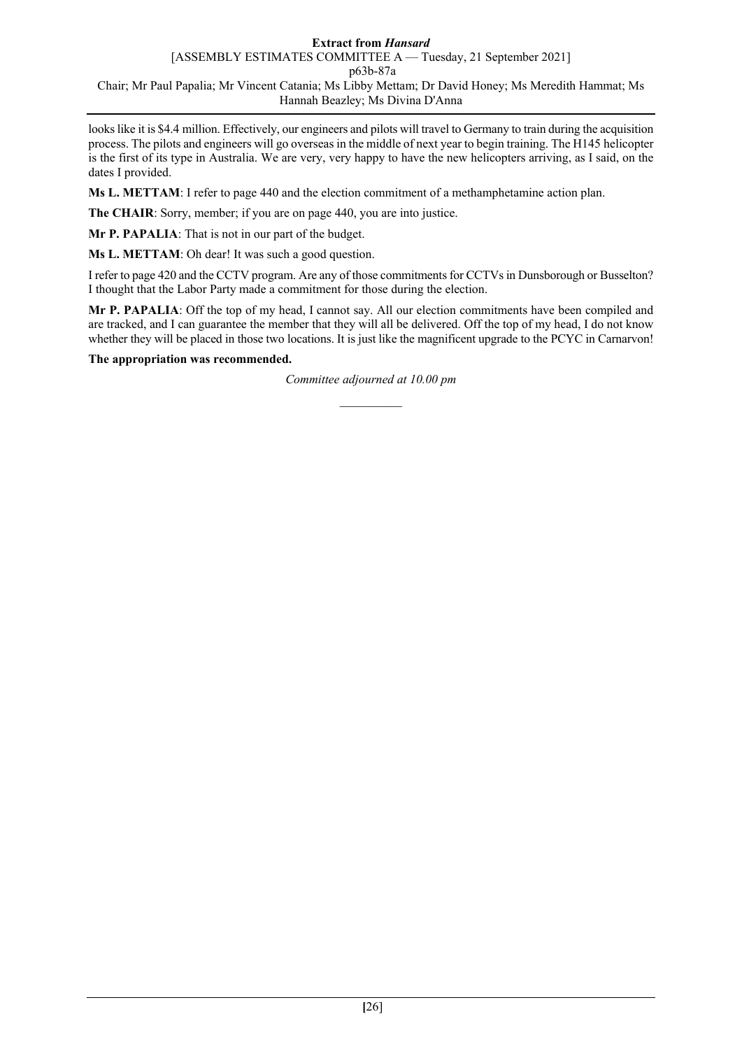looks like it is $4.4 million. Effectively, our engineers and pilots will travel to Germany to train during the acquisition process. The pilots and engineers will go overseas in the middle of next year to begin training. The H145 helicopter is the first of its type in Australia. We are very, very happy to have the new helicopters arriving, as I said, on the dates I provided.

**Ms L. METTAM**: I refer to page 440 and the election commitment of a methamphetamine action plan.

**The CHAIR**: Sorry, member; if you are on page 440, you are into justice.

**Mr P. PAPALIA**: That is not in our part of the budget.

**Ms L. METTAM**: Oh dear! It was such a good question.

I refer to page 420 and the CCTV program. Are any of those commitments for CCTVs in Dunsborough or Busselton? I thought that the Labor Party made a commitment for those during the election.

**Mr P. PAPALIA**: Off the top of my head, I cannot say. All our election commitments have been compiled and are tracked, and I can guarantee the member that they will all be delivered. Off the top of my head, I do not know whether they will be placed in those two locations. It is just like the magnificent upgrade to the PCYC in Carnarvon!

**The appropriation was recommended.**

*Committee adjourned at 10.00 pm*

__________